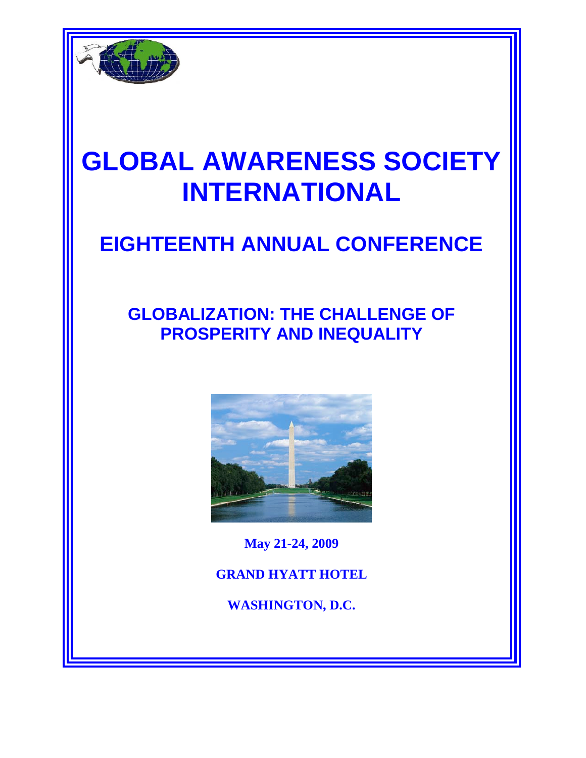# GLOBAL AWARENESS SOCIETY INTERNATIONAL

## EIGHTEENTH ANNUAL CONFERENCE

### GLOBALIZATION: THE CHALLENGE OF PROSPERITY AND INEQUALITY

**May 21-24, 2009**

**GRAND HYATT HOTEL**

**WASHINGTON, D.C.**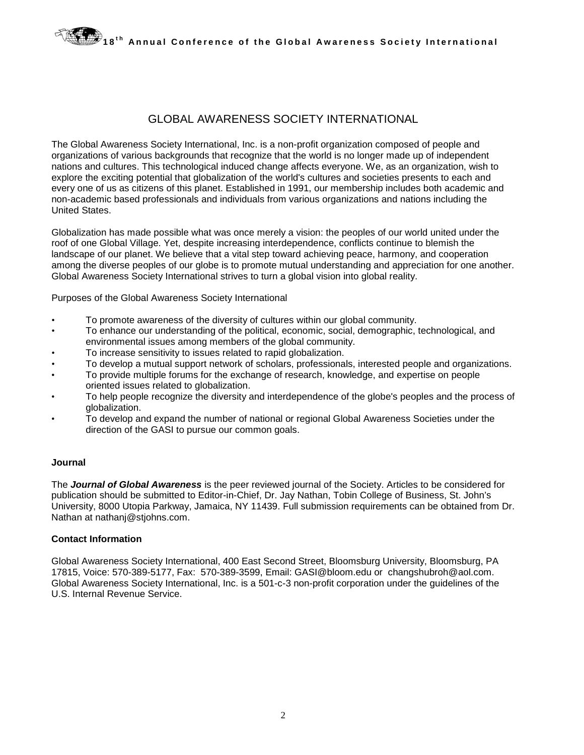# GLOBAL AWARENESS SOCIETY INTERNATIONAL

The Global Awareness Society International, Inc. is a non-profit organization composed of people and organizations of various backgrounds that recognize that the world is no longer made up of independent nations and cultures. This technological induced change affects everyone. We, as an organization, wish to explore the exciting potential that globalization of the world's cultures and societies presents to each and every one of us as citizens of this planet. Established in 1991, our membership includes both academic and non-academic based professionals and individuals from various organizations and nations including the United States.

Globalization has made possible what was once merely a vision: the peoples of our world united under the roof of one Global Village. Yet, despite increasing interdependence, conflicts continue to blemish the landscape of our planet. We believe that a vital step toward achieving peace, harmony, and cooperation among the diverse peoples of our globe is to promote mutual understanding and appreciation for one another. Global Awareness Society International strives to turn a global vision into global reality.

Purposes of the Global Awareness Society International

- To promote awareness of the diversity of cultures within our global community.
- To enhance our understanding of the political, economic, social, demographic, technological, and environmental issues among members of the global community.
- To increase sensitivity to issues related to rapid globalization.
- To develop a mutual support network of scholars, professionals, interested people and organizations.
- To provide multiple forums for the exchange of research, knowledge, and expertise on people oriented issues related to globalization.
- To help people recognize the diversity and interdependence of the globe's peoples and the process of globalization.
- To develop and expand the number of national or regional Global Awareness Societies under the direction of the GASI to pursue our common goals.

**Journal**

The ***Journal of Global Awareness*** is the peer reviewed journal of the Society. Articles to be considered for publication should be submitted to Editor-in-Chief, Dr. Jay Nathan, Tobin College of Business, St. John's University, 8000 Utopia Parkway, Jamaica, NY 11439. Full submission requirements can be obtained from Dr. Nathan at nathanj@stjohns.com.

**Contact Information**

Global Awareness Society International, 400 East Second Street, Bloomsburg University, Bloomsburg, PA 17815, Voice: 570-389-5177, Fax: 570-389-3599, Email: GASI@bloom.edu or changshubroh@aol.com. Global Awareness Society International, Inc. is a 501-c-3 non-profit corporation under the guidelines of the U.S. Internal Revenue Service.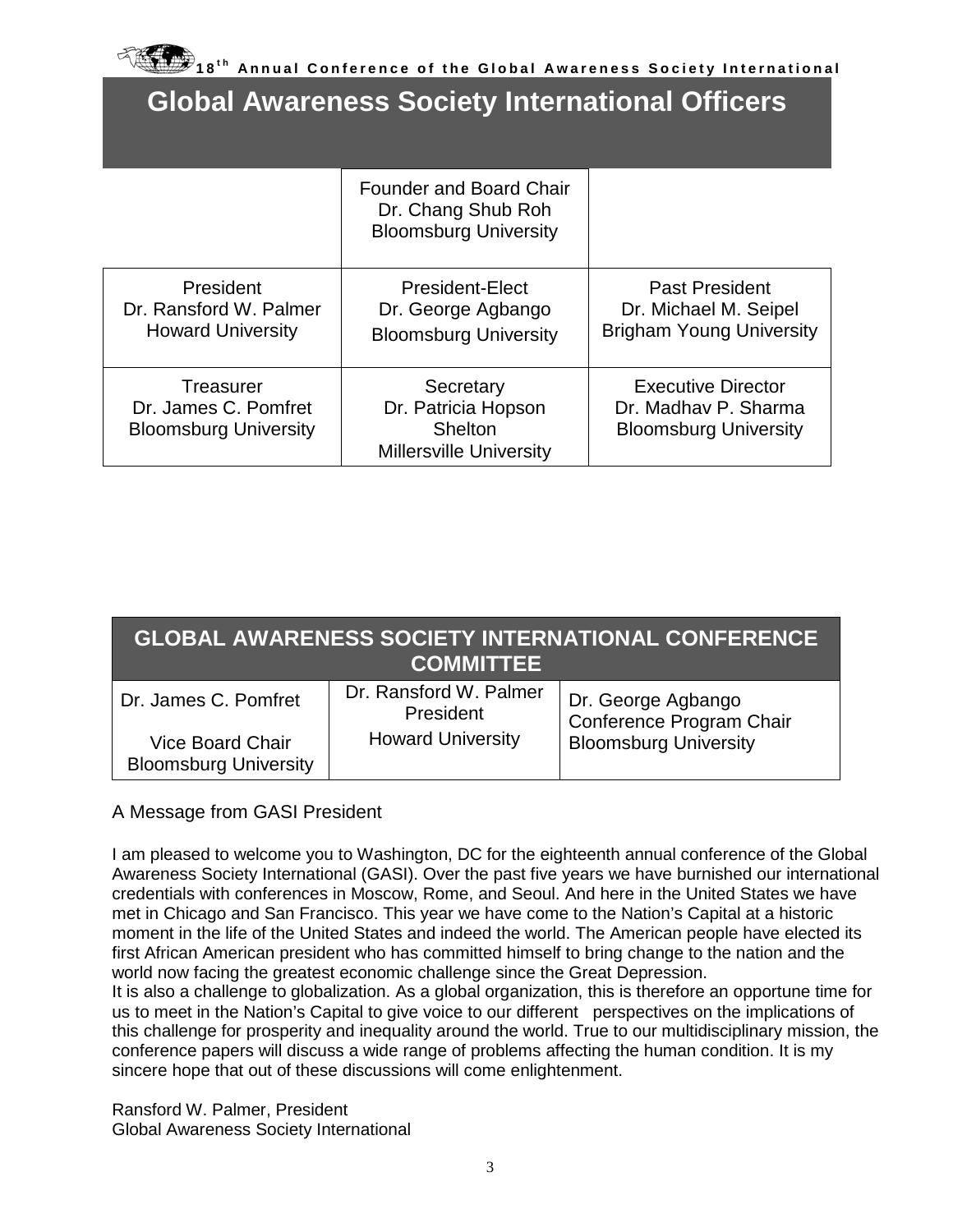# Global Awareness Society International Officers

| | | |
|---|---|---|
| | Founder and Board Chair<br>Dr. Chang Shub Roh<br>Bloomsburg University | |
| President<br>Dr. Ransford W. Palmer<br>Howard University | President-Elect<br>Dr. George Agbango<br>Bloomsburg University | Past President<br>Dr. Michael M. Seipel<br>Brigham Young University |
| Treasurer<br>Dr. James C. Pomfret<br>Bloomsburg University | Secretary<br>Dr. Patricia Hopson Shelton<br>Millersville University | Executive Director<br>Dr. Madhav P. Sharma<br>Bloomsburg University |

## GLOBAL AWARENESS SOCIETY INTERNATIONAL CONFERENCE COMMITTEE

| | | |
|---|---|---|
| Dr. James C. Pomfret<br>Vice Board Chair<br>Bloomsburg University | Dr. Ransford W. Palmer<br>President<br>Howard University | Dr. George Agbango<br>Conference Program Chair<br>Bloomsburg University |

A Message from GASI President

I am pleased to welcome you to Washington, DC for the eighteenth annual conference of the Global Awareness Society International (GASI). Over the past five years we have burnished our international credentials with conferences in Moscow, Rome, and Seoul. And here in the United States we have met in Chicago and San Francisco. This year we have come to the Nation's Capital at a historic moment in the life of the United States and indeed the world. The American people have elected its first African American president who has committed himself to bring change to the nation and the world now facing the greatest economic challenge since the Great Depression.
It is also a challenge to globalization. As a global organization, this is therefore an opportune time for us to meet in the Nation's Capital to give voice to our different perspectives on the implications of this challenge for prosperity and inequality around the world. True to our multidisciplinary mission, the conference papers will discuss a wide range of problems affecting the human condition. It is my sincere hope that out of these discussions will come enlightenment.

Ransford W. Palmer, President
Global Awareness Society International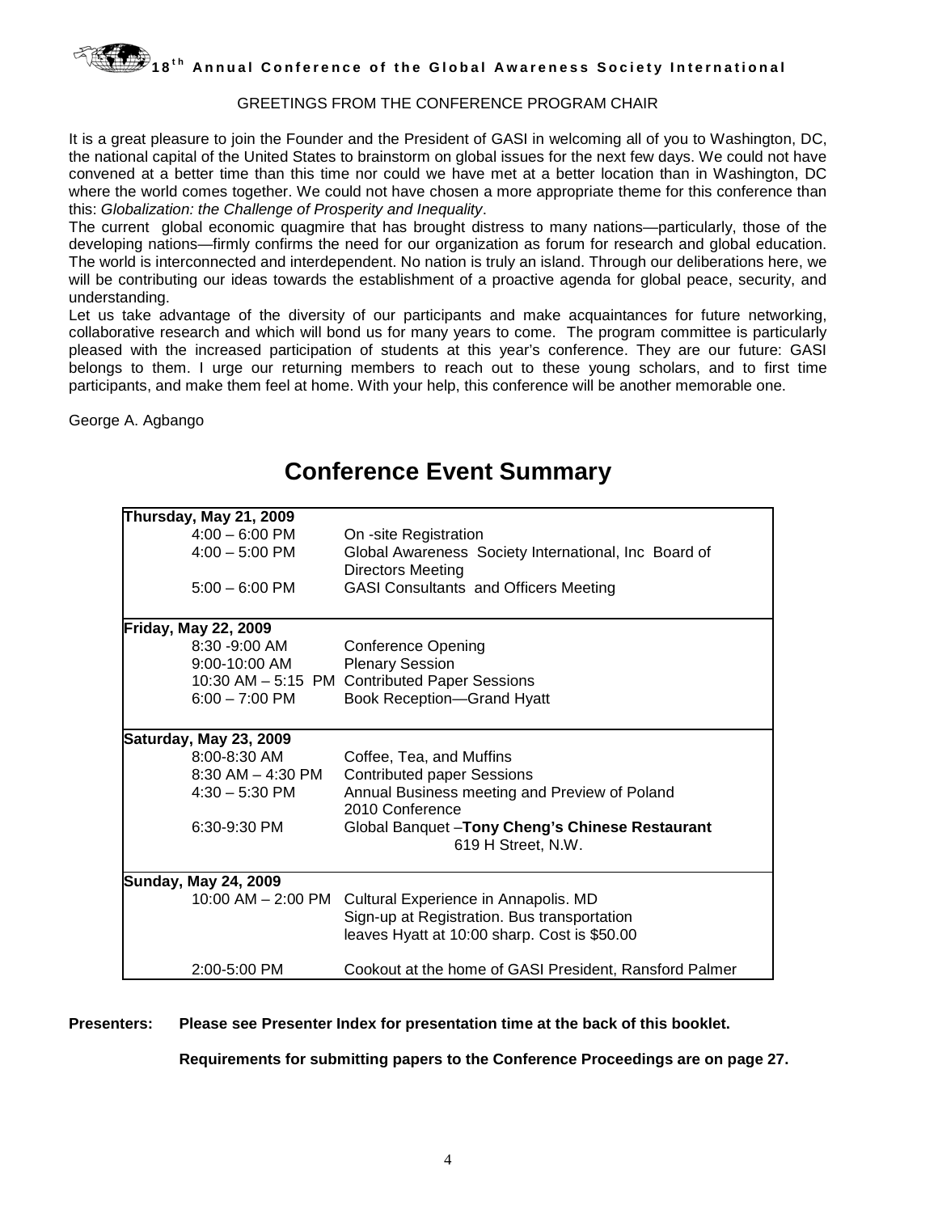GREETINGS FROM THE CONFERENCE PROGRAM CHAIR

It is a great pleasure to join the Founder and the President of GASI in welcoming all of you to Washington, DC, the national capital of the United States to brainstorm on global issues for the next few days. We could not have convened at a better time than this time nor could we have met at a better location than in Washington, DC where the world comes together. We could not have chosen a more appropriate theme for this conference than this: *Globalization: the Challenge of Prosperity and Inequality*.

The current global economic quagmire that has brought distress to many nations—particularly, those of the developing nations—firmly confirms the need for our organization as forum for research and global education. The world is interconnected and interdependent. No nation is truly an island. Through our deliberations here, we will be contributing our ideas towards the establishment of a proactive agenda for global peace, security, and understanding.

Let us take advantage of the diversity of our participants and make acquaintances for future networking, collaborative research and which will bond us for many years to come. The program committee is particularly pleased with the increased participation of students at this year's conference. They are our future: GASI belongs to them. I urge our returning members to reach out to these young scholars, and to first time participants, and make them feel at home. With your help, this conference will be another memorable one.

George A. Agbango

# Conference Event Summary

| | |
|---|---|
| **Thursday, May 21, 2009** | |
| 4:00 – 6:00 PM | On -site Registration |
| 4:00 – 5:00 PM | Global Awareness Society International, Inc Board of Directors Meeting |
| 5:00 – 6:00 PM | GASI Consultants and Officers Meeting |
| **Friday, May 22, 2009** | |
| 8:30 -9:00 AM | Conference Opening |
| 9:00-10:00 AM | Plenary Session |
| 10:30 AM – 5:15 PM | Contributed Paper Sessions |
| 6:00 – 7:00 PM | Book Reception—Grand Hyatt |
| **Saturday, May 23, 2009** | |
| 8:00-8:30 AM | Coffee, Tea, and Muffins |
| 8:30 AM – 4:30 PM | Contributed paper Sessions |
| 4:30 – 5:30 PM | Annual Business meeting and Preview of Poland 2010 Conference |
| 6:30-9:30 PM | Global Banquet –**Tony Cheng's Chinese Restaurant** 619 H Street, N.W. |
| **Sunday, May 24, 2009** | |
| 10:00 AM – 2:00 PM | Cultural Experience in Annapolis. MD Sign-up at Registration. Bus transportation leaves Hyatt at 10:00 sharp. Cost is $50.00 |
| 2:00-5:00 PM | Cookout at the home of GASI President, Ransford Palmer |

**Presenters: Please see Presenter Index for presentation time at the back of this booklet.**

**Requirements for submitting papers to the Conference Proceedings are on page 27.**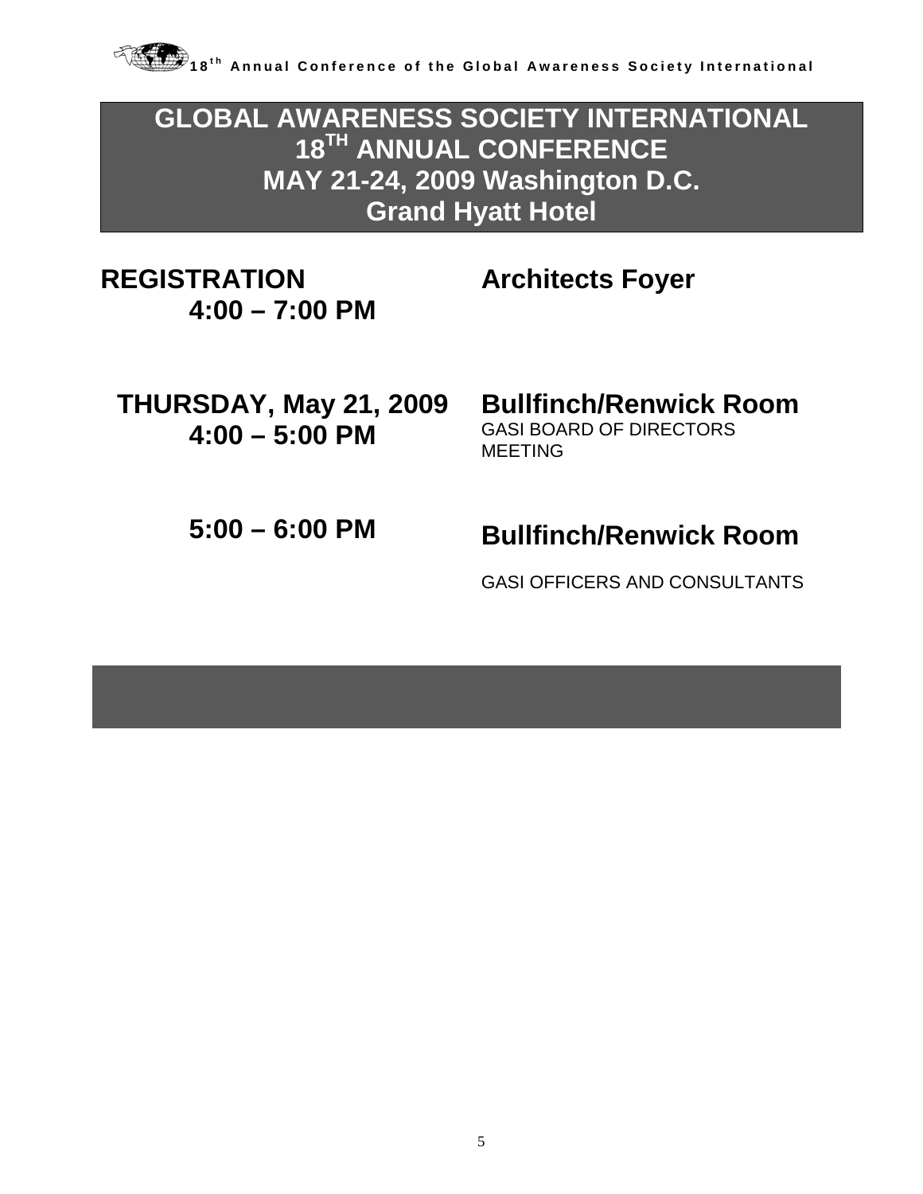# GLOBAL AWARENESS SOCIETY INTERNATIONAL 18TH ANNUAL CONFERENCE MAY 21-24, 2009 Washington D.C. Grand Hyatt Hotel

**REGISTRATION**
**4:00 – 7:00 PM**

**Architects Foyer**

**THURSDAY, May 21, 2009**
**4:00 – 5:00 PM**

**Bullfinch/Renwick Room**
GASI BOARD OF DIRECTORS MEETING

**5:00 – 6:00 PM**

**Bullfinch/Renwick Room**

GASI OFFICERS AND CONSULTANTS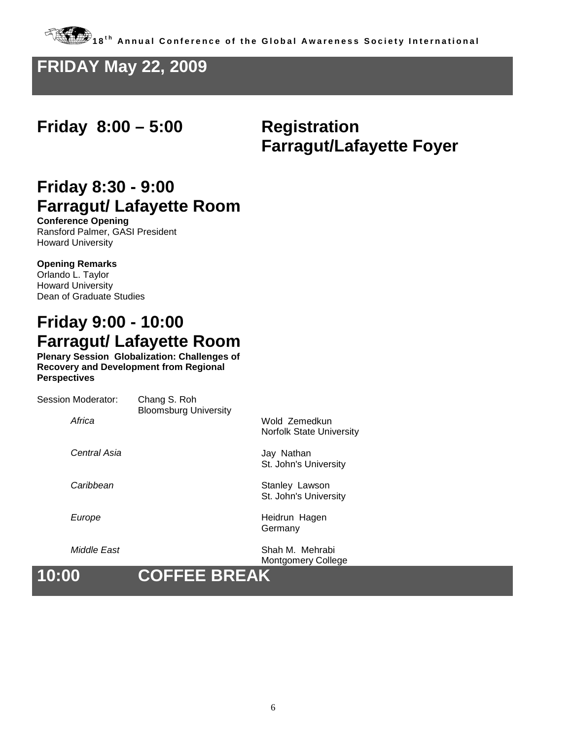## FRIDAY May 22, 2009

## Friday 8:00 – 5:00 Registration Farragut/Lafayette Foyer

## Friday 8:30 - 9:00 Farragut/ Lafayette Room

**Conference Opening**
Ransford Palmer, GASI President
Howard University

**Opening Remarks**
Orlando L. Taylor
Howard University
Dean of Graduate Studies

## Friday 9:00 - 10:00 Farragut/ Lafayette Room

**Plenary Session Globalization: Challenges of Recovery and Development from Regional Perspectives**

Session Moderator: Chang S. Roh
Bloomsburg University

| | |
|---|---|
| *Africa* | Wold Zemedkun<br>Norfolk State University |
| *Central Asia* | Jay Nathan<br>St. John's University |
| *Caribbean* | Stanley Lawson<br>St. John's University |
| *Europe* | Heidrun Hagen<br>Germany |
| *Middle East* | Shah M. Mehrabi<br>Montgomery College |

## 10:00 COFFEE BREAK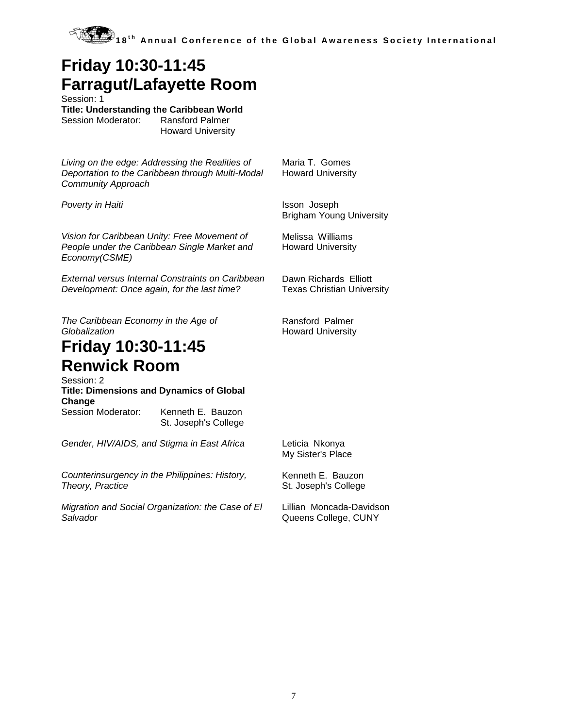## Friday 10:30-11:45
## Farragut/Lafayette Room

Session: 1

**Title: Understanding the Caribbean World**

Session Moderator: Ransford Palmer
Howard University

| | |
|---|---|
| *Living on the edge: Addressing the Realities of Deportation to the Caribbean through Multi-Modal Community Approach* | Maria T. Gomes<br>Howard University |
| *Poverty in Haiti* | Isson Joseph<br>Brigham Young University |
| *Vision for Caribbean Unity: Free Movement of People under the Caribbean Single Market and Economy(CSME)* | Melissa Williams<br>Howard University |
| *External versus Internal Constraints on Caribbean Development: Once again, for the last time?* | Dawn Richards Elliott<br>Texas Christian University |
| *The Caribbean Economy in the Age of Globalization* | Ransford Palmer<br>Howard University |

## Friday 10:30-11:45
## Renwick Room

Session: 2

**Title: Dimensions and Dynamics of Global Change**

Session Moderator: Kenneth E. Bauzon
St. Joseph's College

| | |
|---|---|
| *Gender, HIV/AIDS, and Stigma in East Africa* | Leticia Nkonya<br>My Sister's Place |
| *Counterinsurgency in the Philippines: History, Theory, Practice* | Kenneth E. Bauzon<br>St. Joseph's College |
| *Migration and Social Organization: the Case of El Salvador* | Lillian Moncada-Davidson<br>Queens College, CUNY |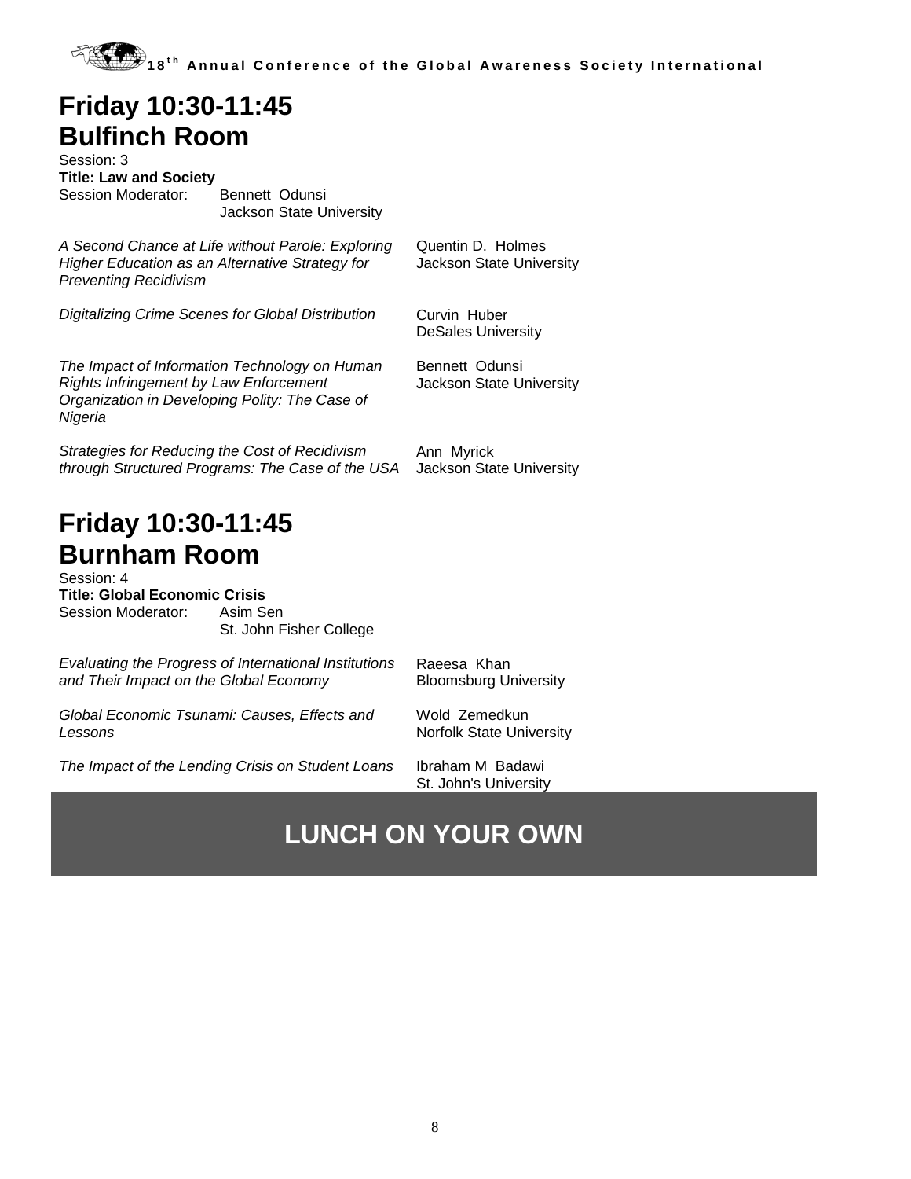# Friday 10:30-11:45
# Bulfinch Room

Session: 3
**Title: Law and Society**
Session Moderator: Bennett Odunsi
Jackson State University

*A Second Chance at Life without Parole: Exploring Higher Education as an Alternative Strategy for Preventing Recidivism* — Quentin D. Holmes, Jackson State University

*Digitalizing Crime Scenes for Global Distribution* — Curvin Huber, DeSales University

*The Impact of Information Technology on Human Rights Infringement by Law Enforcement Organization in Developing Polity: The Case of Nigeria* — Bennett Odunsi, Jackson State University

*Strategies for Reducing the Cost of Recidivism through Structured Programs: The Case of the USA* — Ann Myrick, Jackson State University

# Friday 10:30-11:45
# Burnham Room

Session: 4
**Title: Global Economic Crisis**
Session Moderator: Asim Sen
St. John Fisher College

*Evaluating the Progress of International Institutions and Their Impact on the Global Economy* — Raeesa Khan, Bloomsburg University

*Global Economic Tsunami: Causes, Effects and Lessons* — Wold Zemedkun, Norfolk State University

*The Impact of the Lending Crisis on Student Loans* — Ibraham M Badawi, St. John's University

## LUNCH ON YOUR OWN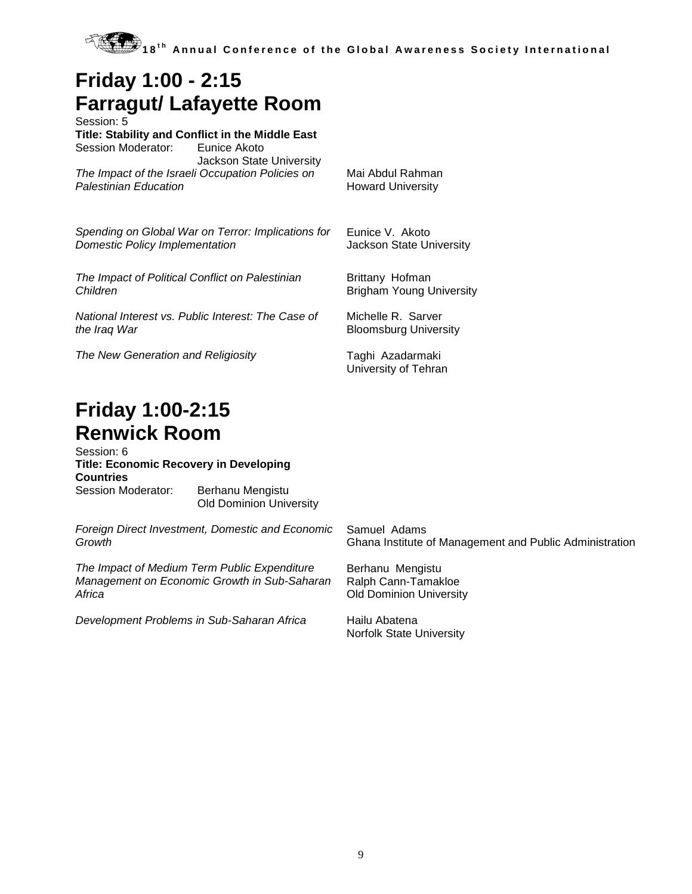# Friday 1:00 - 2:15
# Farragut/ Lafayette Room

Session: 5

**Title: Stability and Conflict in the Middle East**

Session Moderator: Eunice Akoto
Jackson State University

| | |
|---|---|
| *The Impact of the Israeli Occupation Policies on Palestinian Education* | Mai Abdul Rahman<br>Howard University |
| *Spending on Global War on Terror: Implications for Domestic Policy Implementation* | Eunice V. Akoto<br>Jackson State University |
| *The Impact of Political Conflict on Palestinian Children* | Brittany Hofman<br>Brigham Young University |
| *National Interest vs. Public Interest: The Case of the Iraq War* | Michelle R. Sarver<br>Bloomsburg University |
| *The New Generation and Religiosity* | Taghi Azadarmaki<br>University of Tehran |

# Friday 1:00-2:15
# Renwick Room

Session: 6

**Title: Economic Recovery in Developing Countries**

Session Moderator: Berhanu Mengistu
Old Dominion University

| | |
|---|---|
| *Foreign Direct Investment, Domestic and Economic Growth* | Samuel Adams<br>Ghana Institute of Management and Public Administration |
| *The Impact of Medium Term Public Expenditure Management on Economic Growth in Sub-Saharan Africa* | Berhanu Mengistu<br>Ralph Cann-Tamakloe<br>Old Dominion University |
| *Development Problems in Sub-Saharan Africa* | Hailu Abatena<br>Norfolk State University |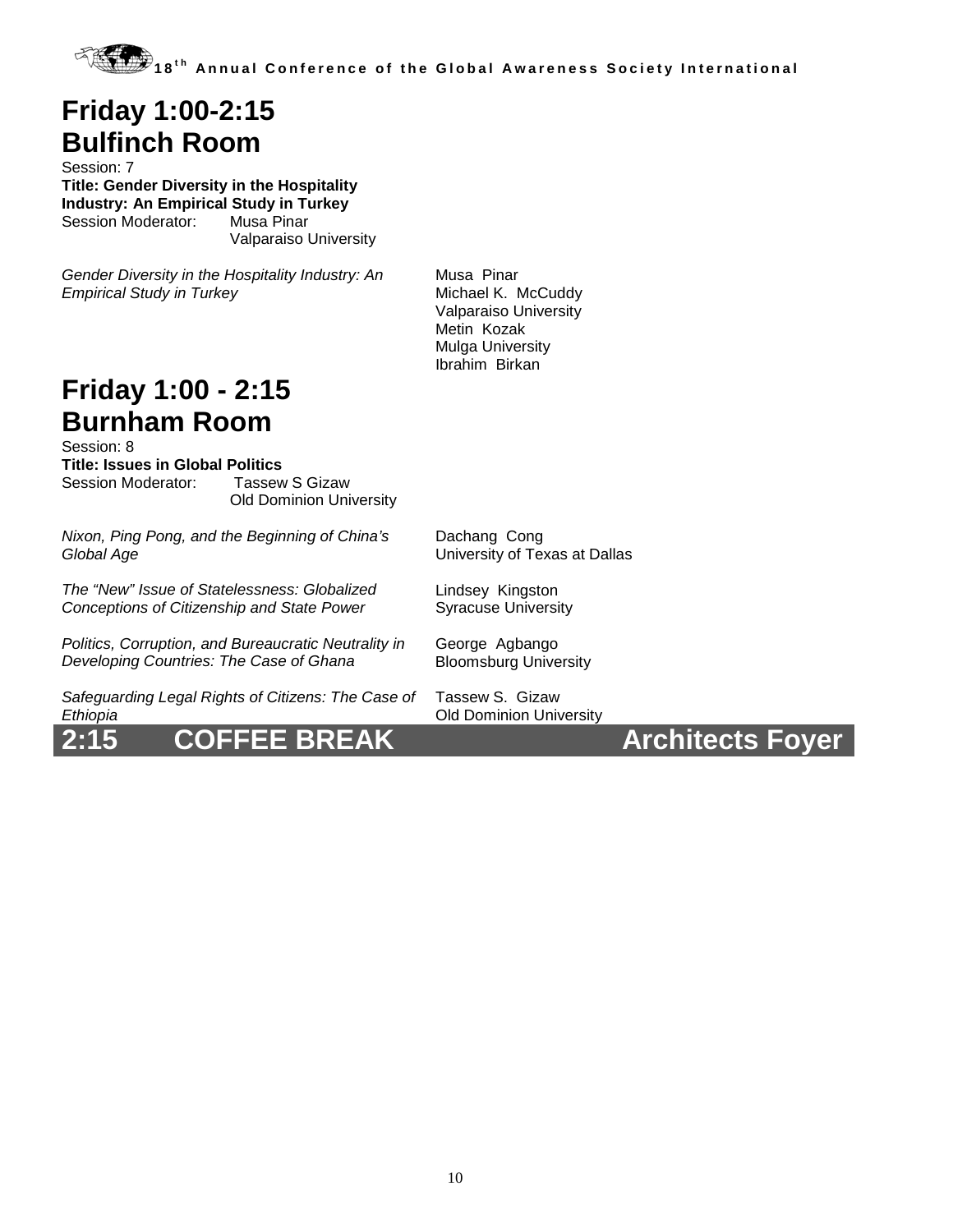# Friday 1:00-2:15
# Bulfinch Room

Session: 7
**Title: Gender Diversity in the Hospitality Industry: An Empirical Study in Turkey**
Session Moderator: Musa Pinar
Valparaiso University

*Gender Diversity in the Hospitality Industry: An Empirical Study in Turkey* — Musa Pinar, Michael K. McCuddy, Valparaiso University; Metin Kozak, Mulga University; Ibrahim Birkan

# Friday 1:00 - 2:15
# Burnham Room

Session: 8
**Title: Issues in Global Politics**
Session Moderator: Tassew S Gizaw
Old Dominion University

*Nixon, Ping Pong, and the Beginning of China's Global Age* — Dachang Cong, University of Texas at Dallas

*The "New" Issue of Statelessness: Globalized Conceptions of Citizenship and State Power* — Lindsey Kingston, Syracuse University

*Politics, Corruption, and Bureaucratic Neutrality in Developing Countries: The Case of Ghana* — George Agbango, Bloomsburg University

*Safeguarding Legal Rights of Citizens: The Case of Ethiopia* — Tassew S. Gizaw, Old Dominion University

## 2:15 COFFEE BREAK Architects Foyer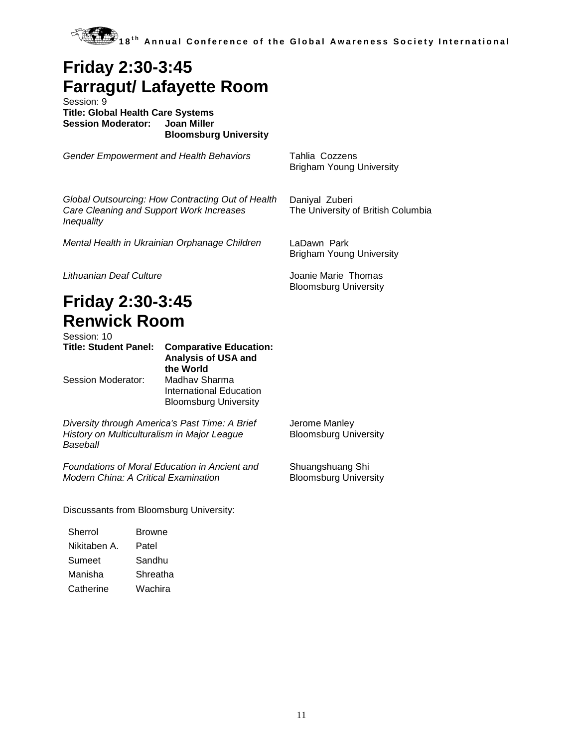# Friday 2:30-3:45
# Farragut/ Lafayette Room

Session: 9

**Title: Global Health Care Systems**

**Session Moderator: Joan Miller**
**Bloomsburg University**

| | |
|---|---|
| *Gender Empowerment and Health Behaviors* | Tahlia Cozzens<br>Brigham Young University |
| *Global Outsourcing: How Contracting Out of Health Care Cleaning and Support Work Increases Inequality* | Daniyal Zuberi<br>The University of British Columbia |
| *Mental Health in Ukrainian Orphanage Children* | LaDawn Park<br>Brigham Young University |
| *Lithuanian Deaf Culture* | Joanie Marie Thomas<br>Bloomsburg University |

# Friday 2:30-3:45
# Renwick Room

Session: 10

**Title: Student Panel: Comparative Education: Analysis of USA and the World**

Session Moderator: Madhav Sharma
International Education
Bloomsburg University

| | |
|---|---|
| *Diversity through America's Past Time: A Brief History on Multiculturalism in Major League Baseball* | Jerome Manley<br>Bloomsburg University |
| *Foundations of Moral Education in Ancient and Modern China: A Critical Examination* | Shuangshuang Shi<br>Bloomsburg University |

Discussants from Bloomsburg University:

| | |
|---|---|
| Sherrol | Browne |
| Nikitaben A. | Patel |
| Sumeet | Sandhu |
| Manisha | Shreatha |
| Catherine | Wachira |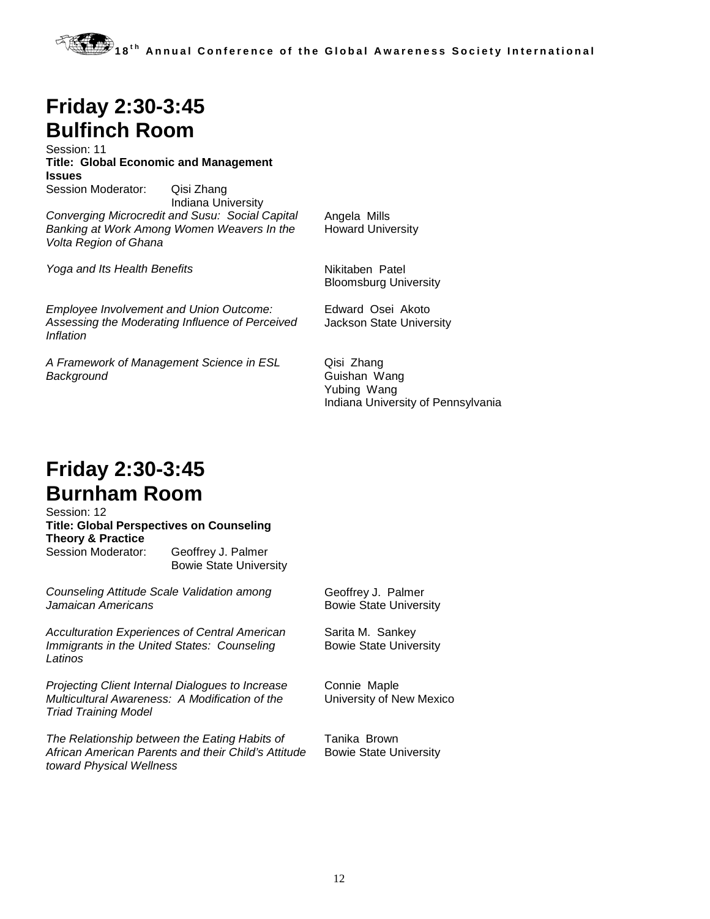# Friday 2:30-3:45
# Bulfinch Room

Session: 11

**Title: Global Economic and Management Issues**

Session Moderator: Qisi Zhang, Indiana University

| Paper | Presenter(s) |
|---|---|
| *Converging Microcredit and Susu: Social Capital Banking at Work Among Women Weavers In the Volta Region of Ghana* | Angela Mills<br>Howard University |
| *Yoga and Its Health Benefits* | Nikitaben Patel<br>Bloomsburg University |
| *Employee Involvement and Union Outcome: Assessing the Moderating Influence of Perceived Inflation* | Edward Osei Akoto<br>Jackson State University |
| *A Framework of Management Science in ESL Background* | Qisi Zhang<br>Guishan Wang<br>Yubing Wang<br>Indiana University of Pennsylvania |

# Friday 2:30-3:45
# Burnham Room

Session: 12

**Title: Global Perspectives on Counseling Theory & Practice**

Session Moderator: Geoffrey J. Palmer, Bowie State University

| Paper | Presenter(s) |
|---|---|
| *Counseling Attitude Scale Validation among Jamaican Americans* | Geoffrey J. Palmer<br>Bowie State University |
| *Acculturation Experiences of Central American Immigrants in the United States: Counseling Latinos* | Sarita M. Sankey<br>Bowie State University |
| *Projecting Client Internal Dialogues to Increase Multicultural Awareness: A Modification of the Triad Training Model* | Connie Maple<br>University of New Mexico |
| *The Relationship between the Eating Habits of African American Parents and their Child's Attitude toward Physical Wellness* | Tanika Brown<br>Bowie State University |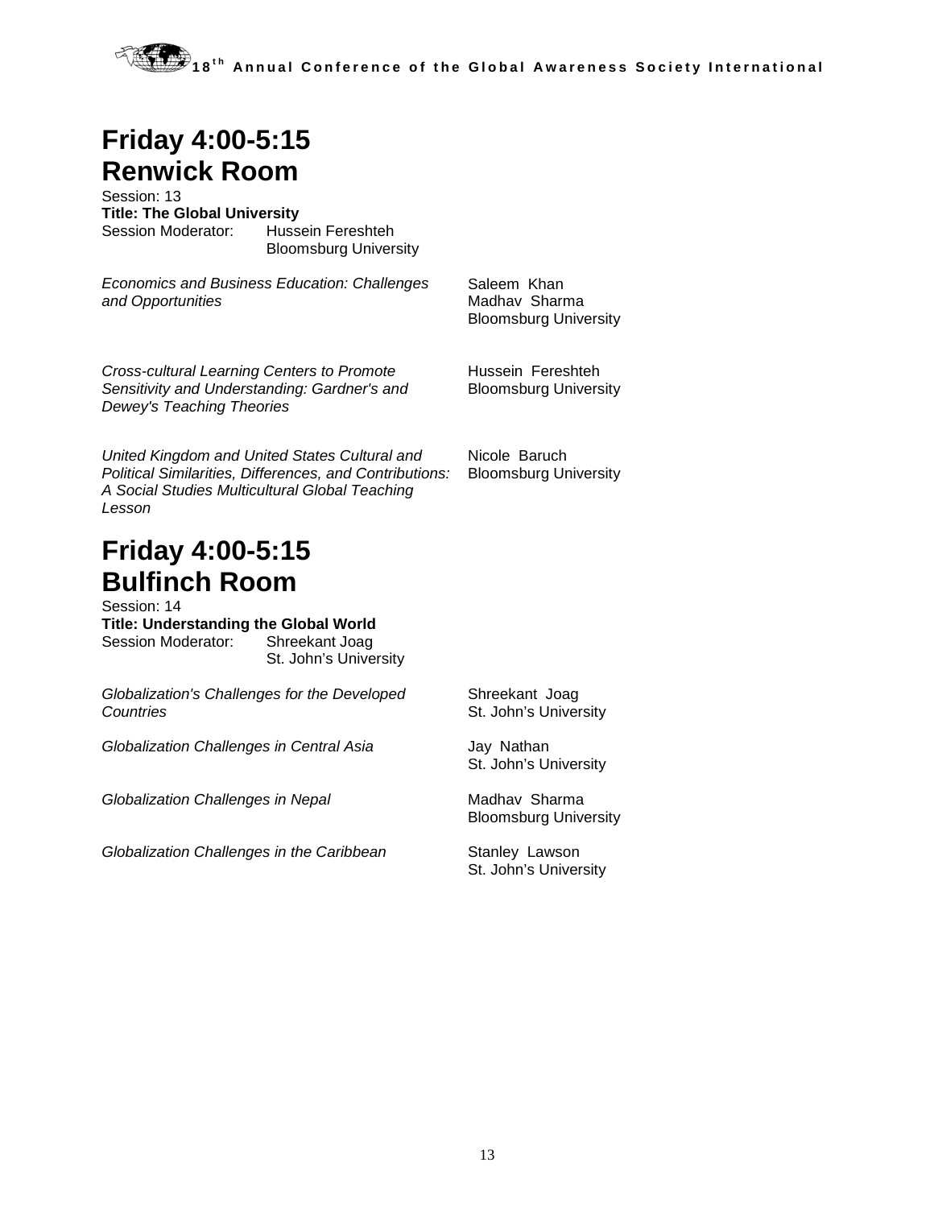# Friday 4:00-5:15
# Renwick Room

Session: 13
**Title: The Global University**
Session Moderator: Hussein Fereshteh
Bloomsburg University

*Economics and Business Education: Challenges and Opportunities*
Saleem Khan
Madhav Sharma
Bloomsburg University

*Cross-cultural Learning Centers to Promote Sensitivity and Understanding: Gardner's and Dewey's Teaching Theories*
Hussein Fereshteh
Bloomsburg University

*United Kingdom and United States Cultural and Political Similarities, Differences, and Contributions: A Social Studies Multicultural Global Teaching Lesson*
Nicole Baruch
Bloomsburg University

# Friday 4:00-5:15
# Bulfinch Room

Session: 14
**Title: Understanding the Global World**
Session Moderator: Shreekant Joag
St. John's University

*Globalization's Challenges for the Developed Countries*
Shreekant Joag
St. John's University

*Globalization Challenges in Central Asia*
Jay Nathan
St. John's University

*Globalization Challenges in Nepal*
Madhav Sharma
Bloomsburg University

*Globalization Challenges in the Caribbean*
Stanley Lawson
St. John's University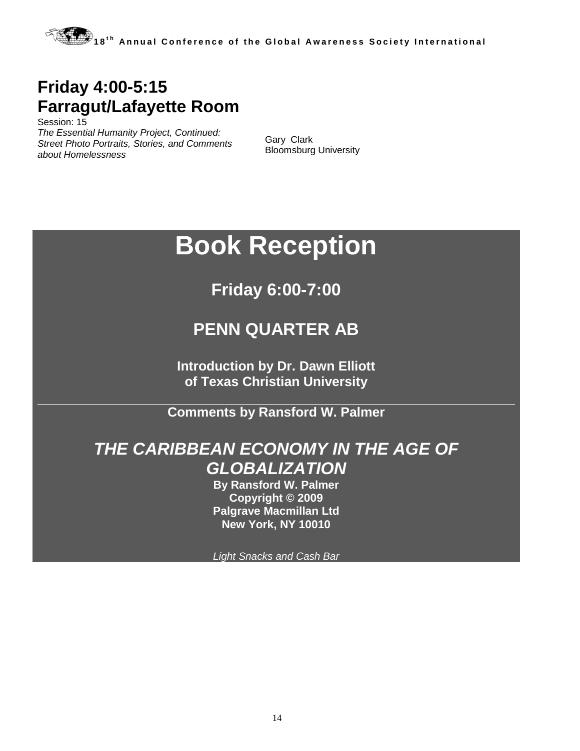## Friday 4:00-5:15
## Farragut/Lafayette Room

Session: 15

*The Essential Humanity Project, Continued: Street Photo Portraits, Stories, and Comments about Homelessness*

Gary Clark
Bloomsburg University

# Book Reception

## Friday 6:00-7:00

## PENN QUARTER AB

**Introduction by Dr. Dawn Elliott**
**of Texas Christian University**

---

**Comments by Ransford W. Palmer**

## *THE CARIBBEAN ECONOMY IN THE AGE OF GLOBALIZATION*

**By Ransford W. Palmer**
**Copyright © 2009**
**Palgrave Macmillan Ltd**
**New York, NY 10010**

*Light Snacks and Cash Bar*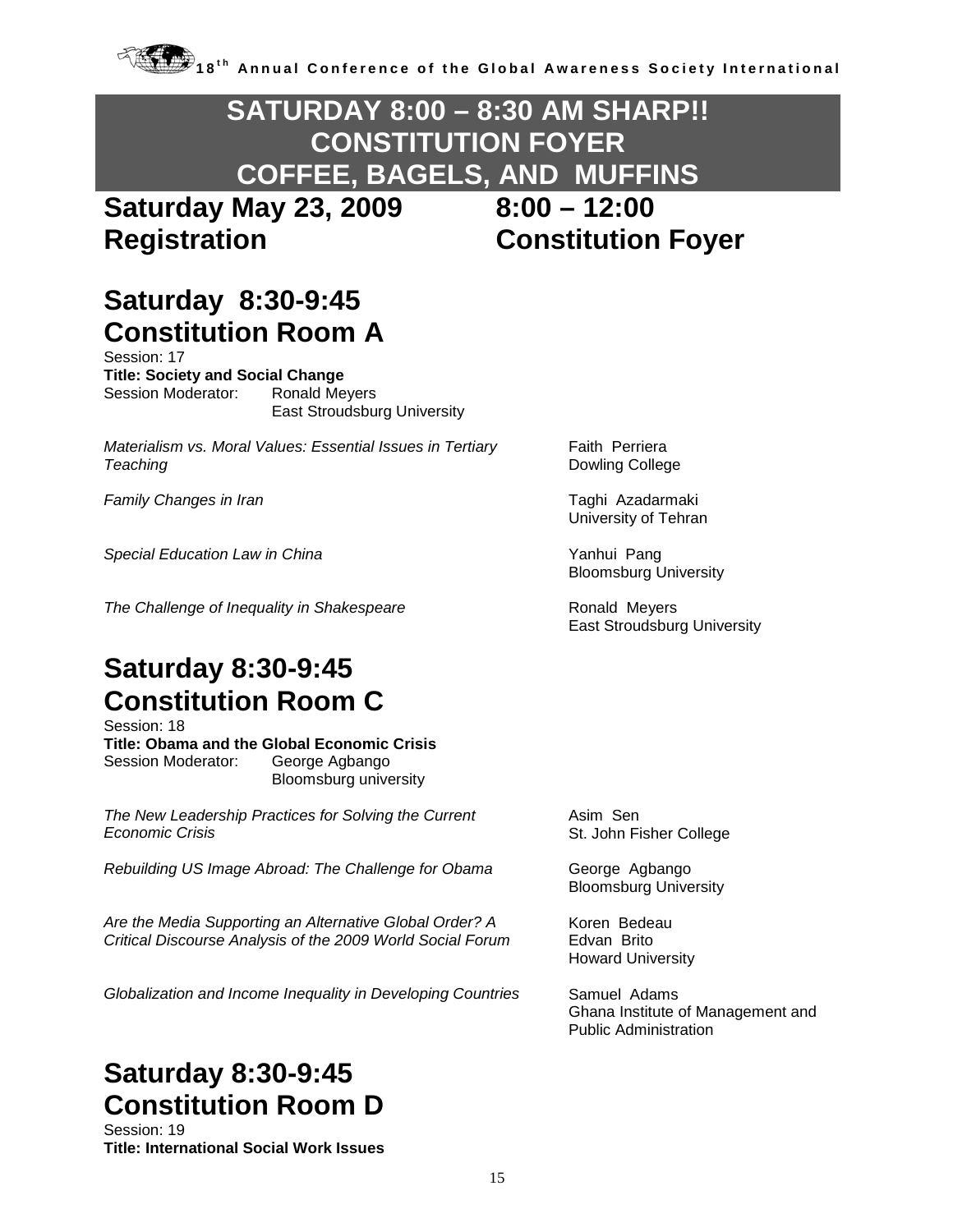## SATURDAY 8:00 – 8:30 AM SHARP!!
## CONSTITUTION FOYER
## COFFEE, BAGELS, AND MUFFINS

## Saturday May 23, 2009 8:00 – 12:00
## Registration Constitution Foyer

## Saturday 8:30-9:45
## Constitution Room A

Session: 17
**Title: Society and Social Change**
Session Moderator: Ronald Meyers
East Stroudsburg University

*Materialism vs. Moral Values: Essential Issues in Tertiary Teaching* — Faith Perriera, Dowling College

*Family Changes in Iran* — Taghi Azadarmaki, University of Tehran

*Special Education Law in China* — Yanhui Pang, Bloomsburg University

*The Challenge of Inequality in Shakespeare* — Ronald Meyers, East Stroudsburg University

## Saturday 8:30-9:45
## Constitution Room C

Session: 18
**Title: Obama and the Global Economic Crisis**
Session Moderator: George Agbango
Bloomsburg university

*The New Leadership Practices for Solving the Current Economic Crisis* — Asim Sen, St. John Fisher College

*Rebuilding US Image Abroad: The Challenge for Obama* — George Agbango, Bloomsburg University

*Are the Media Supporting an Alternative Global Order? A Critical Discourse Analysis of the 2009 World Social Forum* — Koren Bedeau, Edvan Brito, Howard University

*Globalization and Income Inequality in Developing Countries* — Samuel Adams, Ghana Institute of Management and Public Administration

## Saturday 8:30-9:45
## Constitution Room D

Session: 19
**Title: International Social Work Issues**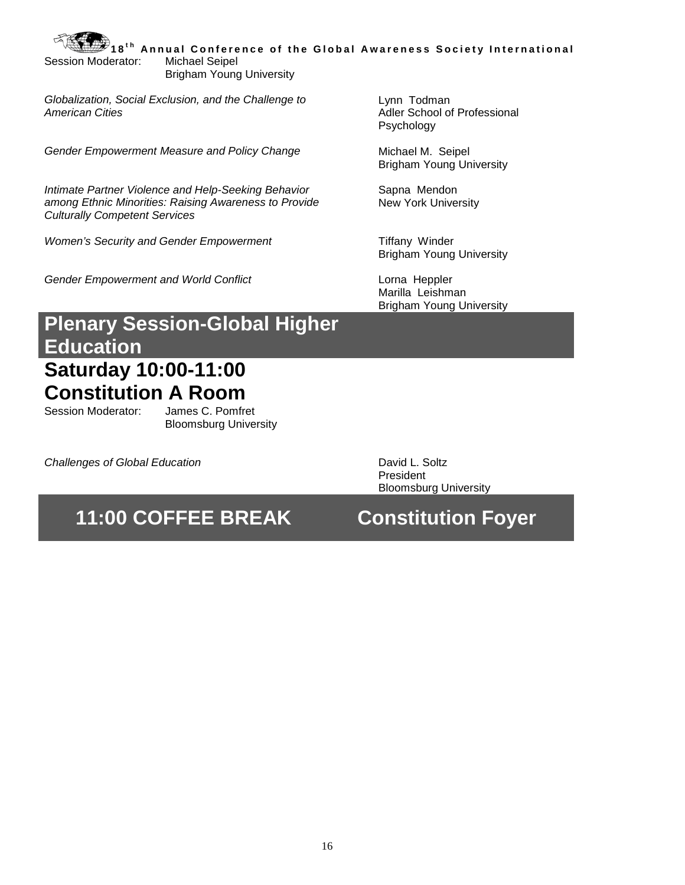Session Moderator: Michael Seipel
Brigham Young University

| | |
|---|---|
| *Globalization, Social Exclusion, and the Challenge to American Cities* | Lynn Todman<br>Adler School of Professional Psychology |
| *Gender Empowerment Measure and Policy Change* | Michael M. Seipel<br>Brigham Young University |
| *Intimate Partner Violence and Help-Seeking Behavior among Ethnic Minorities: Raising Awareness to Provide Culturally Competent Services* | Sapna Mendon<br>New York University |
| *Women's Security and Gender Empowerment* | Tiffany Winder<br>Brigham Young University |
| *Gender Empowerment and World Conflict* | Lorna Heppler<br>Marilla Leishman<br>Brigham Young University |

# Plenary Session-Global Higher Education

## Saturday 10:00-11:00

## Constitution A Room

Session Moderator: James C. Pomfret
Bloomsburg University

| | |
|---|---|
| *Challenges of Global Education* | David L. Soltz<br>President<br>Bloomsburg University |

# 11:00 COFFEE BREAK Constitution Foyer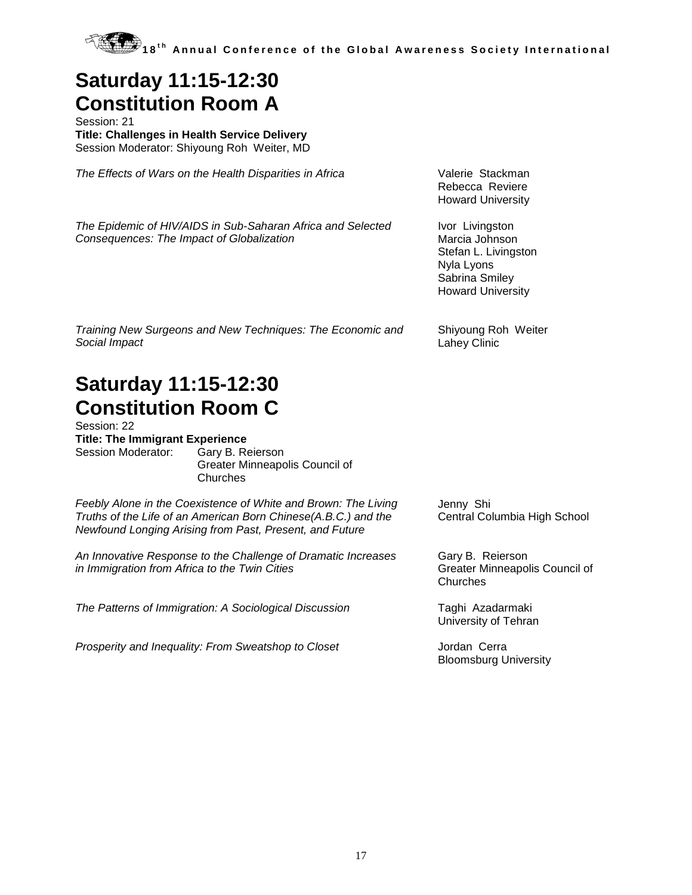# Saturday 11:15-12:30
# Constitution Room A

Session: 21

**Title: Challenges in Health Service Delivery**

Session Moderator: Shiyoung Roh Weiter, MD

*The Effects of Wars on the Health Disparities in Africa*
Valerie Stackman
Rebecca Reviere
Howard University

*The Epidemic of HIV/AIDS in Sub-Saharan Africa and Selected Consequences: The Impact of Globalization*
Ivor Livingston
Marcia Johnson
Stefan L. Livingston
Nyla Lyons
Sabrina Smiley
Howard University

*Training New Surgeons and New Techniques: The Economic and Social Impact*
Shiyoung Roh Weiter
Lahey Clinic

# Saturday 11:15-12:30
# Constitution Room C

Session: 22

**Title: The Immigrant Experience**

Session Moderator: Gary B. Reierson
Greater Minneapolis Council of Churches

*Feebly Alone in the Coexistence of White and Brown: The Living Truths of the Life of an American Born Chinese(A.B.C.) and the Newfound Longing Arising from Past, Present, and Future*
Jenny Shi
Central Columbia High School

*An Innovative Response to the Challenge of Dramatic Increases in Immigration from Africa to the Twin Cities*
Gary B. Reierson
Greater Minneapolis Council of Churches

*The Patterns of Immigration: A Sociological Discussion*
Taghi Azadarmaki
University of Tehran

*Prosperity and Inequality: From Sweatshop to Closet*
Jordan Cerra
Bloomsburg University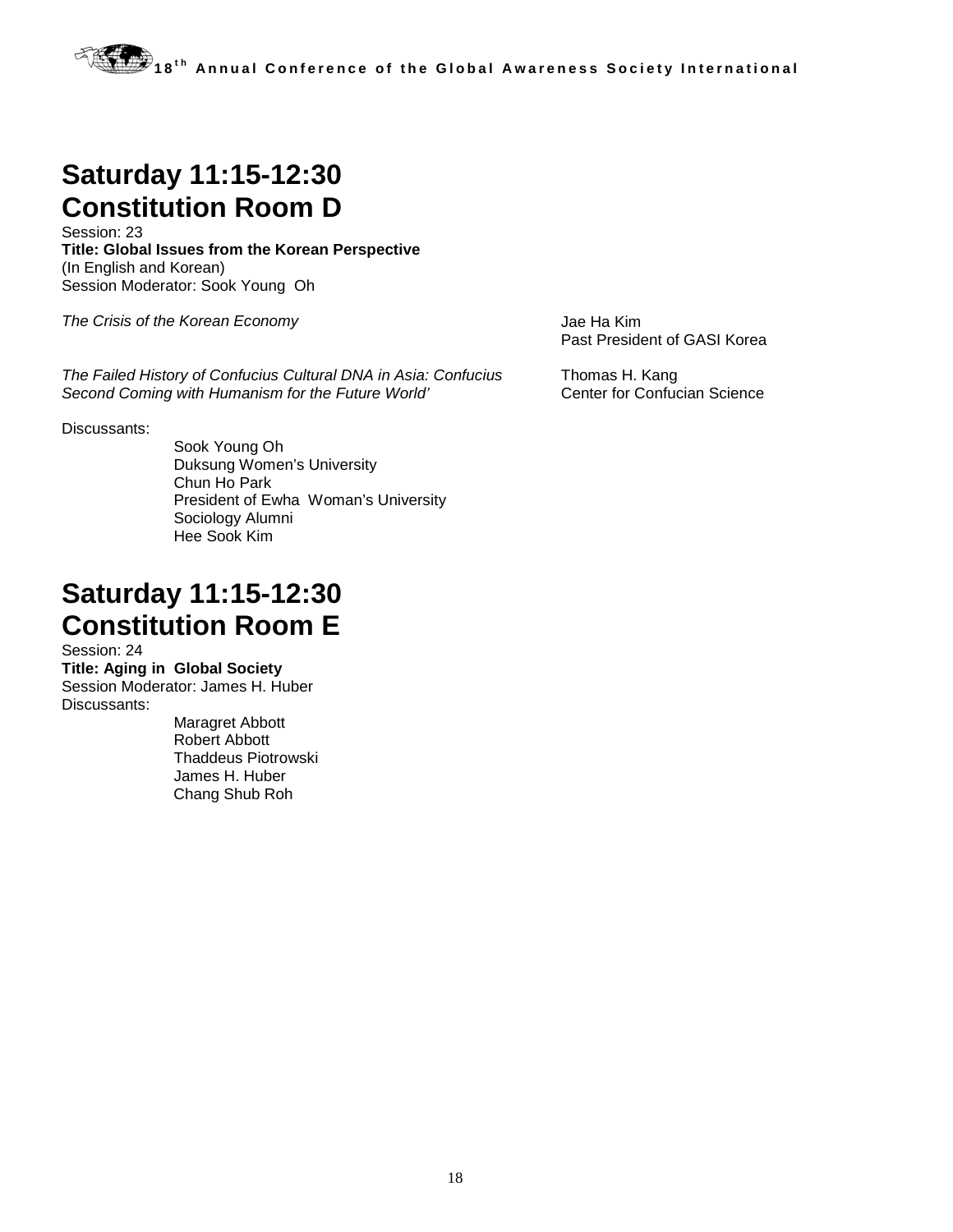# Saturday 11:15-12:30
# Constitution Room D

Session: 23

**Title: Global Issues from the Korean Perspective**

(In English and Korean)

Session Moderator: Sook Young Oh

*The Crisis of the Korean Economy*
Jae Ha Kim
Past President of GASI Korea

*The Failed History of Confucius Cultural DNA in Asia: Confucius Second Coming with Humanism for the Future World'*
Thomas H. Kang
Center for Confucian Science

Discussants:

Sook Young Oh
Duksung Women's University
Chun Ho Park
President of Ewha Woman's University
Sociology Alumni
Hee Sook Kim

# Saturday 11:15-12:30
# Constitution Room E

Session: 24

**Title: Aging in Global Society**

Session Moderator: James H. Huber

Discussants:

Maragret Abbott
Robert Abbott
Thaddeus Piotrowski
James H. Huber
Chang Shub Roh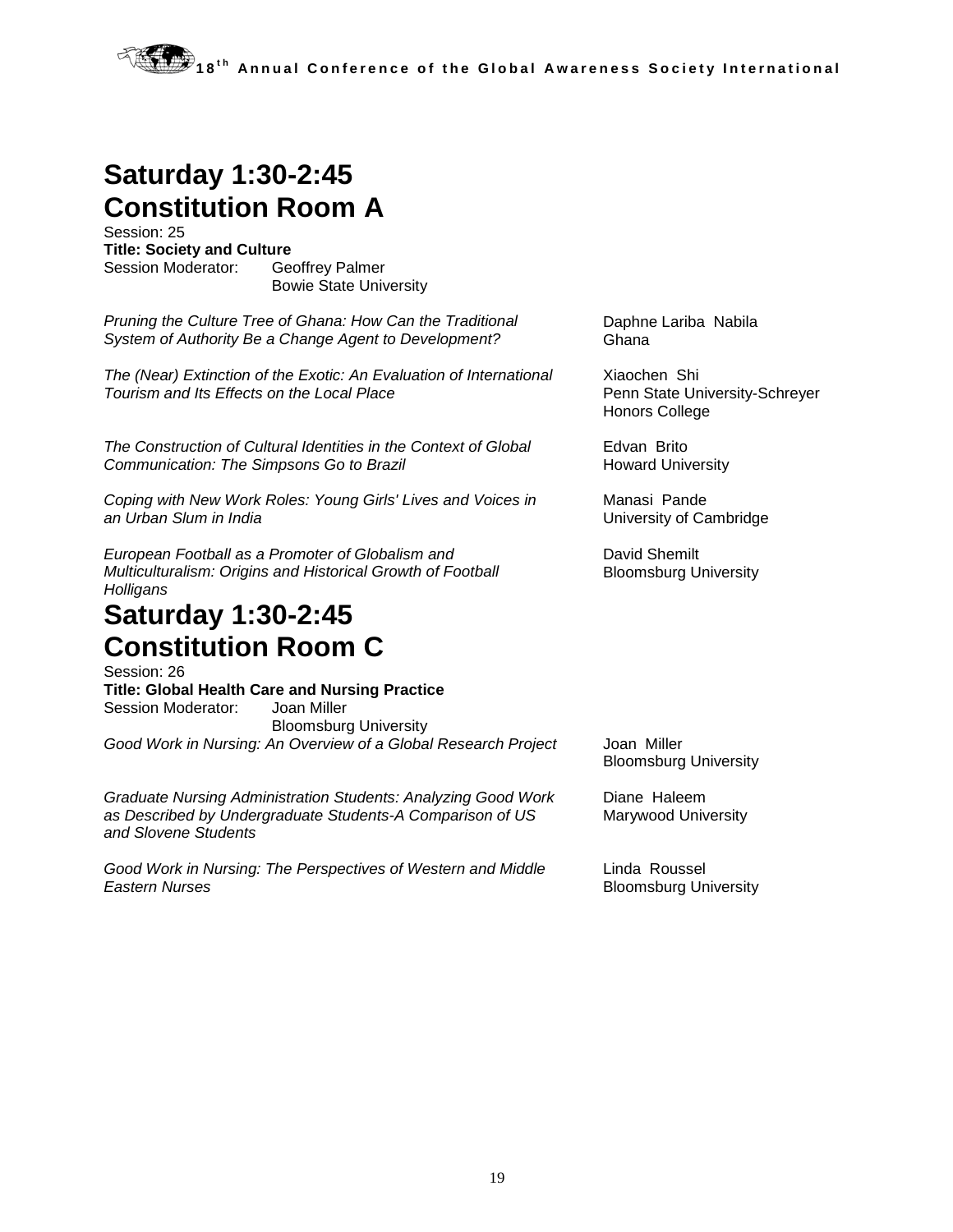## Saturday 1:30-2:45
## Constitution Room A

Session: 25

**Title: Society and Culture**

Session Moderator: Geoffrey Palmer
Bowie State University

*Pruning the Culture Tree of Ghana: How Can the Traditional System of Authority Be a Change Agent to Development?*
Daphne Lariba Nabila
Ghana

*The (Near) Extinction of the Exotic: An Evaluation of International Tourism and Its Effects on the Local Place*
Xiaochen Shi
Penn State University-Schreyer Honors College

*The Construction of Cultural Identities in the Context of Global Communication: The Simpsons Go to Brazil*
Edvan Brito
Howard University

*Coping with New Work Roles: Young Girls' Lives and Voices in an Urban Slum in India*
Manasi Pande
University of Cambridge

*European Football as a Promoter of Globalism and Multiculturalism: Origins and Historical Growth of Football Holligans*
David Shemilt
Bloomsburg University

## Saturday 1:30-2:45
## Constitution Room C

Session: 26

**Title: Global Health Care and Nursing Practice**

Session Moderator: Joan Miller
Bloomsburg University

*Good Work in Nursing: An Overview of a Global Research Project*
Joan Miller
Bloomsburg University

*Graduate Nursing Administration Students: Analyzing Good Work as Described by Undergraduate Students-A Comparison of US and Slovene Students*
Diane Haleem
Marywood University

*Good Work in Nursing: The Perspectives of Western and Middle Eastern Nurses*
Linda Roussel
Bloomsburg University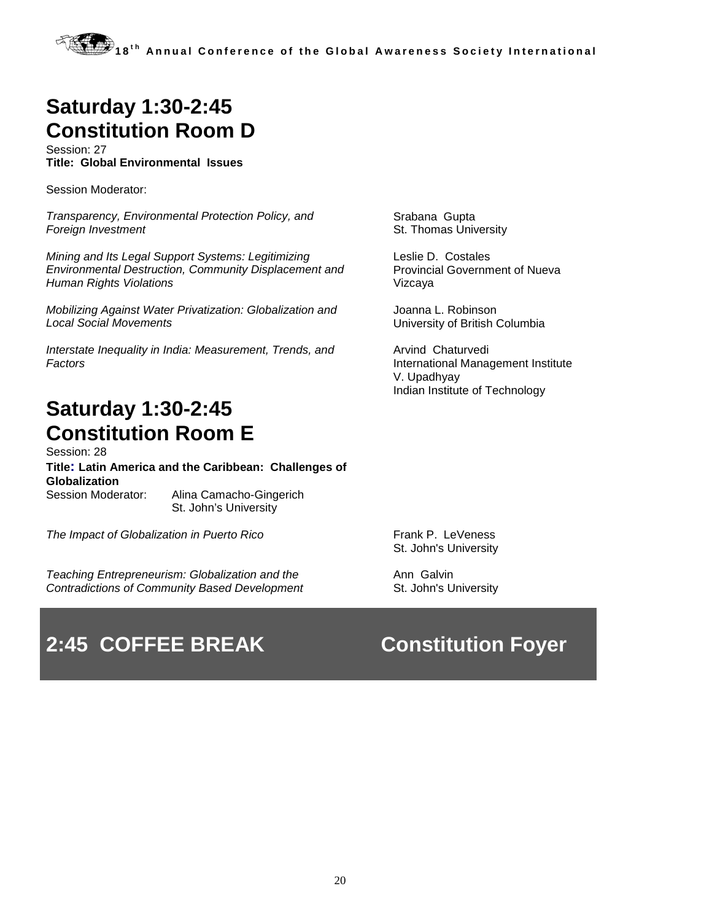## Saturday 1:30-2:45
## Constitution Room D

Session: 27
**Title: Global Environmental Issues**

Session Moderator:

*Transparency, Environmental Protection Policy, and Foreign Investment*
Srabana Gupta
St. Thomas University

*Mining and Its Legal Support Systems: Legitimizing Environmental Destruction, Community Displacement and Human Rights Violations*
Leslie D. Costales
Provincial Government of Nueva Vizcaya

*Mobilizing Against Water Privatization: Globalization and Local Social Movements*
Joanna L. Robinson
University of British Columbia

*Interstate Inequality in India: Measurement, Trends, and Factors*
Arvind Chaturvedi
International Management Institute
V. Upadhyay
Indian Institute of Technology

## Saturday 1:30-2:45
## Constitution Room E

Session: 28
**Title: Latin America and the Caribbean: Challenges of Globalization**
Session Moderator: Alina Camacho-Gingerich
St. John's University

*The Impact of Globalization in Puerto Rico*
Frank P. LeVeness
St. John's University

*Teaching Entrepreneurism: Globalization and the Contradictions of Community Based Development*
Ann Galvin
St. John's University

## 2:45 COFFEE BREAK Constitution Foyer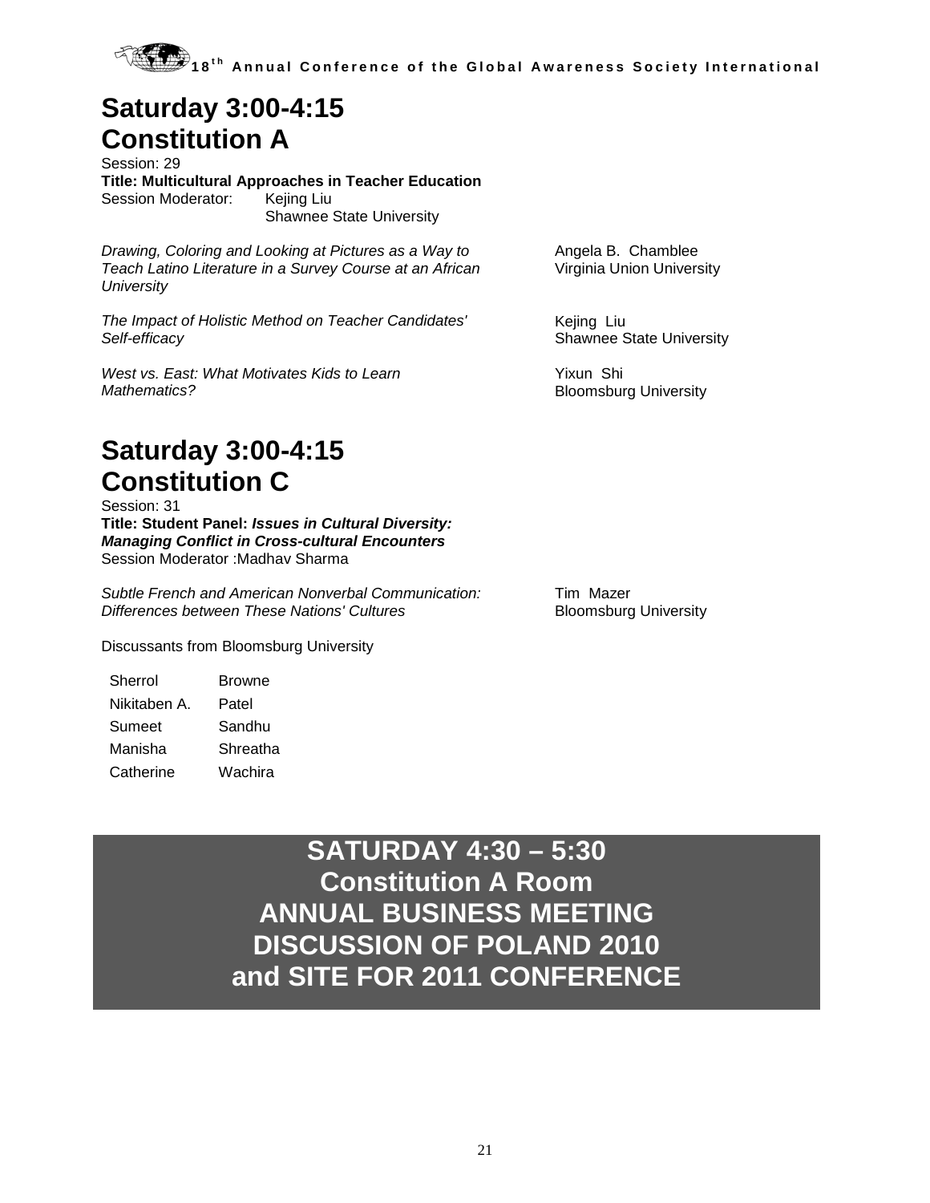# Saturday 3:00-4:15
# Constitution A

Session: 29

**Title: Multicultural Approaches in Teacher Education**

Session Moderator: Kejing Liu
Shawnee State University

*Drawing, Coloring and Looking at Pictures as a Way to Teach Latino Literature in a Survey Course at an African University* — Angela B. Chamblee, Virginia Union University

*The Impact of Holistic Method on Teacher Candidates' Self-efficacy* — Kejing Liu, Shawnee State University

*West vs. East: What Motivates Kids to Learn Mathematics?* — Yixun Shi, Bloomsburg University

# Saturday 3:00-4:15
# Constitution C

Session: 31

**Title: Student Panel: *Issues in Cultural Diversity: Managing Conflict in Cross-cultural Encounters***

Session Moderator :Madhav Sharma

*Subtle French and American Nonverbal Communication: Differences between These Nations' Cultures* — Tim Mazer, Bloomsburg University

Discussants from Bloomsburg University

| | |
|---|---|
| Sherrol | Browne |
| Nikitaben A. | Patel |
| Sumeet | Sandhu |
| Manisha | Shreatha |
| Catherine | Wachira |

## SATURDAY 4:30 – 5:30
## Constitution A Room
## ANNUAL BUSINESS MEETING
## DISCUSSION OF POLAND 2010
## and SITE FOR 2011 CONFERENCE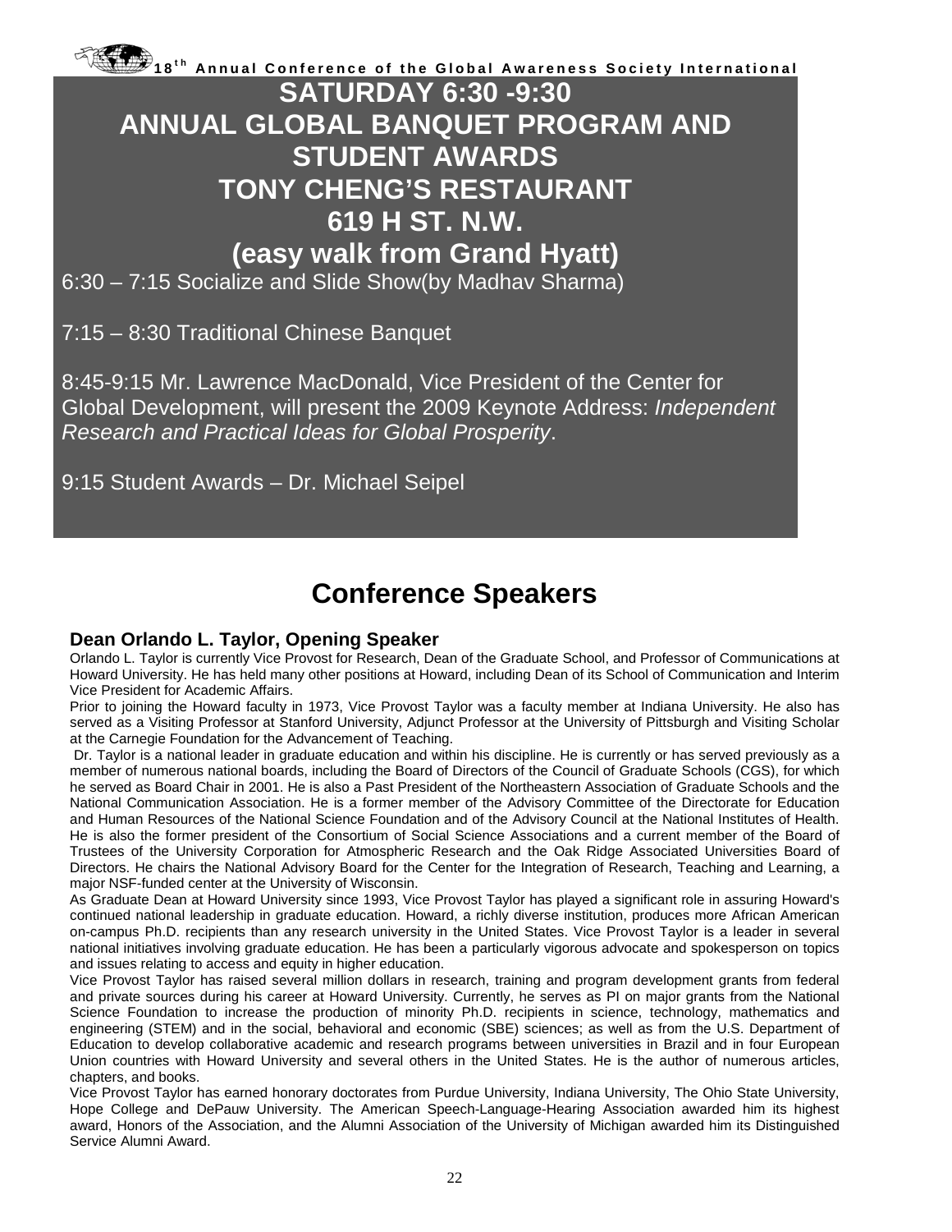# SATURDAY 6:30 -9:30
# ANNUAL GLOBAL BANQUET PROGRAM AND STUDENT AWARDS
# TONY CHENG'S RESTAURANT
# 619 H ST. N.W.
# (easy walk from Grand Hyatt)

6:30 – 7:15 Socialize and Slide Show(by Madhav Sharma)

7:15 – 8:30 Traditional Chinese Banquet

8:45-9:15 Mr. Lawrence MacDonald, Vice President of the Center for Global Development, will present the 2009 Keynote Address: *Independent Research and Practical Ideas for Global Prosperity*.

9:15 Student Awards – Dr. Michael Seipel

# Conference Speakers

### Dean Orlando L. Taylor, Opening Speaker

Orlando L. Taylor is currently Vice Provost for Research, Dean of the Graduate School, and Professor of Communications at Howard University. He has held many other positions at Howard, including Dean of its School of Communication and Interim Vice President for Academic Affairs.

Prior to joining the Howard faculty in 1973, Vice Provost Taylor was a faculty member at Indiana University. He also has served as a Visiting Professor at Stanford University, Adjunct Professor at the University of Pittsburgh and Visiting Scholar at the Carnegie Foundation for the Advancement of Teaching.

Dr. Taylor is a national leader in graduate education and within his discipline. He is currently or has served previously as a member of numerous national boards, including the Board of Directors of the Council of Graduate Schools (CGS), for which he served as Board Chair in 2001. He is also a Past President of the Northeastern Association of Graduate Schools and the National Communication Association. He is a former member of the Advisory Committee of the Directorate for Education and Human Resources of the National Science Foundation and of the Advisory Council at the National Institutes of Health. He is also the former president of the Consortium of Social Science Associations and a current member of the Board of Trustees of the University Corporation for Atmospheric Research and the Oak Ridge Associated Universities Board of Directors. He chairs the National Advisory Board for the Center for the Integration of Research, Teaching and Learning, a major NSF-funded center at the University of Wisconsin.

As Graduate Dean at Howard University since 1993, Vice Provost Taylor has played a significant role in assuring Howard's continued national leadership in graduate education. Howard, a richly diverse institution, produces more African American on-campus Ph.D. recipients than any research university in the United States. Vice Provost Taylor is a leader in several national initiatives involving graduate education. He has been a particularly vigorous advocate and spokesperson on topics and issues relating to access and equity in higher education.

Vice Provost Taylor has raised several million dollars in research, training and program development grants from federal and private sources during his career at Howard University. Currently, he serves as PI on major grants from the National Science Foundation to increase the production of minority Ph.D. recipients in science, technology, mathematics and engineering (STEM) and in the social, behavioral and economic (SBE) sciences; as well as from the U.S. Department of Education to develop collaborative academic and research programs between universities in Brazil and in four European Union countries with Howard University and several others in the United States. He is the author of numerous articles, chapters, and books.

Vice Provost Taylor has earned honorary doctorates from Purdue University, Indiana University, The Ohio State University, Hope College and DePauw University. The American Speech-Language-Hearing Association awarded him its highest award, Honors of the Association, and the Alumni Association of the University of Michigan awarded him its Distinguished Service Alumni Award.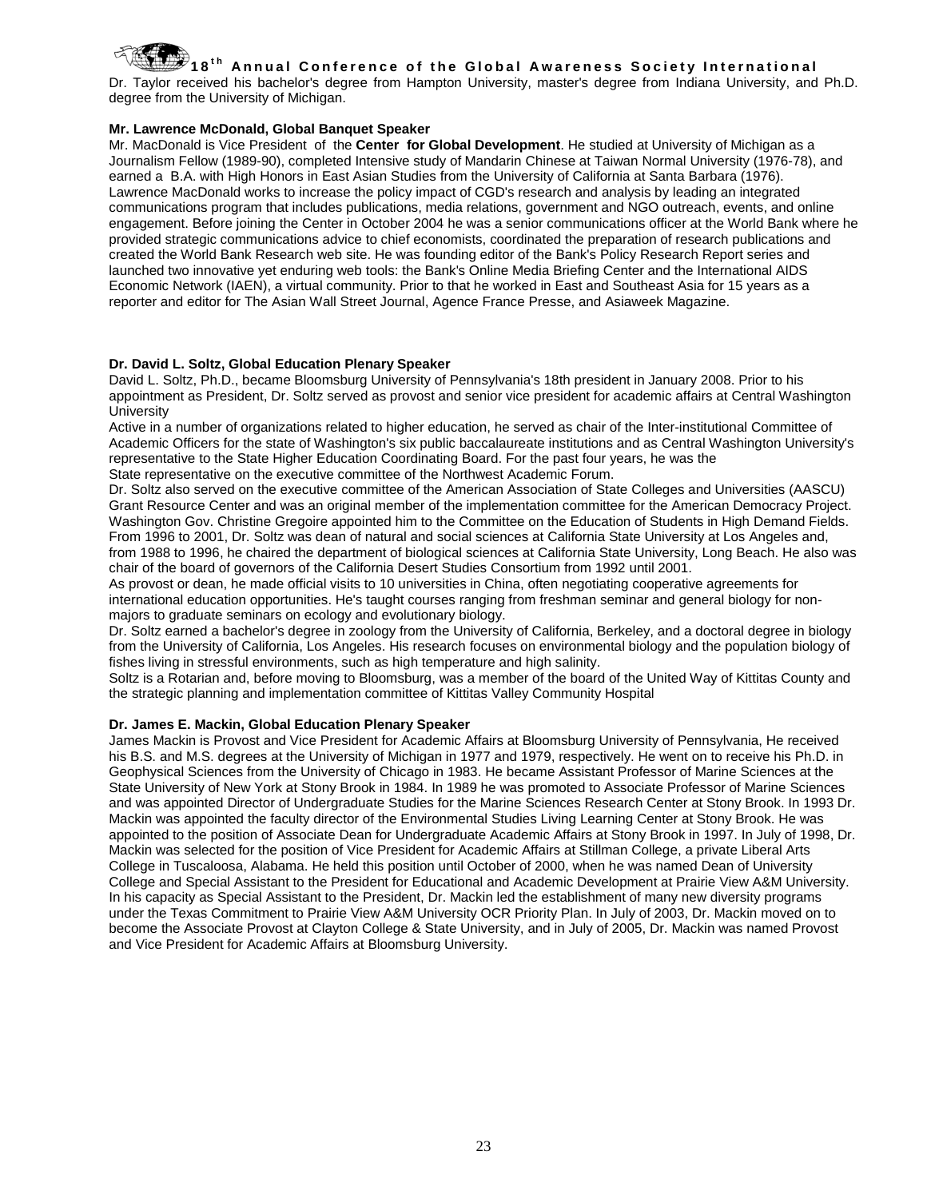Dr. Taylor received his bachelor's degree from Hampton University, master's degree from Indiana University, and Ph.D. degree from the University of Michigan.

**Mr. Lawrence McDonald, Global Banquet Speaker**

Mr. MacDonald is Vice President of the **Center for Global Development**. He studied at University of Michigan as a Journalism Fellow (1989-90), completed Intensive study of Mandarin Chinese at Taiwan Normal University (1976-78), and earned a B.A. with High Honors in East Asian Studies from the University of California at Santa Barbara (1976). Lawrence MacDonald works to increase the policy impact of CGD's research and analysis by leading an integrated communications program that includes publications, media relations, government and NGO outreach, events, and online engagement. Before joining the Center in October 2004 he was a senior communications officer at the World Bank where he provided strategic communications advice to chief economists, coordinated the preparation of research publications and created the World Bank Research web site. He was founding editor of the Bank's Policy Research Report series and launched two innovative yet enduring web tools: the Bank's Online Media Briefing Center and the International AIDS Economic Network (IAEN), a virtual community. Prior to that he worked in East and Southeast Asia for 15 years as a reporter and editor for The Asian Wall Street Journal, Agence France Presse, and Asiaweek Magazine.

**Dr. David L. Soltz, Global Education Plenary Speaker**

David L. Soltz, Ph.D., became Bloomsburg University of Pennsylvania's 18th president in January 2008. Prior to his appointment as President, Dr. Soltz served as provost and senior vice president for academic affairs at Central Washington University

Active in a number of organizations related to higher education, he served as chair of the Inter-institutional Committee of Academic Officers for the state of Washington's six public baccalaureate institutions and as Central Washington University's representative to the State Higher Education Coordinating Board. For the past four years, he was the State representative on the executive committee of the Northwest Academic Forum.

Dr. Soltz also served on the executive committee of the American Association of State Colleges and Universities (AASCU) Grant Resource Center and was an original member of the implementation committee for the American Democracy Project. Washington Gov. Christine Gregoire appointed him to the Committee on the Education of Students in High Demand Fields. From 1996 to 2001, Dr. Soltz was dean of natural and social sciences at California State University at Los Angeles and, from 1988 to 1996, he chaired the department of biological sciences at California State University, Long Beach. He also was chair of the board of governors of the California Desert Studies Consortium from 1992 until 2001.

As provost or dean, he made official visits to 10 universities in China, often negotiating cooperative agreements for international education opportunities. He's taught courses ranging from freshman seminar and general biology for non-majors to graduate seminars on ecology and evolutionary biology.

Dr. Soltz earned a bachelor's degree in zoology from the University of California, Berkeley, and a doctoral degree in biology from the University of California, Los Angeles. His research focuses on environmental biology and the population biology of fishes living in stressful environments, such as high temperature and high salinity.

Soltz is a Rotarian and, before moving to Bloomsburg, was a member of the board of the United Way of Kittitas County and the strategic planning and implementation committee of Kittitas Valley Community Hospital

**Dr. James E. Mackin, Global Education Plenary Speaker**

James Mackin is Provost and Vice President for Academic Affairs at Bloomsburg University of Pennsylvania, He received his B.S. and M.S. degrees at the University of Michigan in 1977 and 1979, respectively. He went on to receive his Ph.D. in Geophysical Sciences from the University of Chicago in 1983. He became Assistant Professor of Marine Sciences at the State University of New York at Stony Brook in 1984. In 1989 he was promoted to Associate Professor of Marine Sciences and was appointed Director of Undergraduate Studies for the Marine Sciences Research Center at Stony Brook. In 1993 Dr. Mackin was appointed the faculty director of the Environmental Studies Living Learning Center at Stony Brook. He was appointed to the position of Associate Dean for Undergraduate Academic Affairs at Stony Brook in 1997. In July of 1998, Dr. Mackin was selected for the position of Vice President for Academic Affairs at Stillman College, a private Liberal Arts College in Tuscaloosa, Alabama. He held this position until October of 2000, when he was named Dean of University College and Special Assistant to the President for Educational and Academic Development at Prairie View A&M University. In his capacity as Special Assistant to the President, Dr. Mackin led the establishment of many new diversity programs under the Texas Commitment to Prairie View A&M University OCR Priority Plan. In July of 2003, Dr. Mackin moved on to become the Associate Provost at Clayton College & State University, and in July of 2005, Dr. Mackin was named Provost and Vice President for Academic Affairs at Bloomsburg University.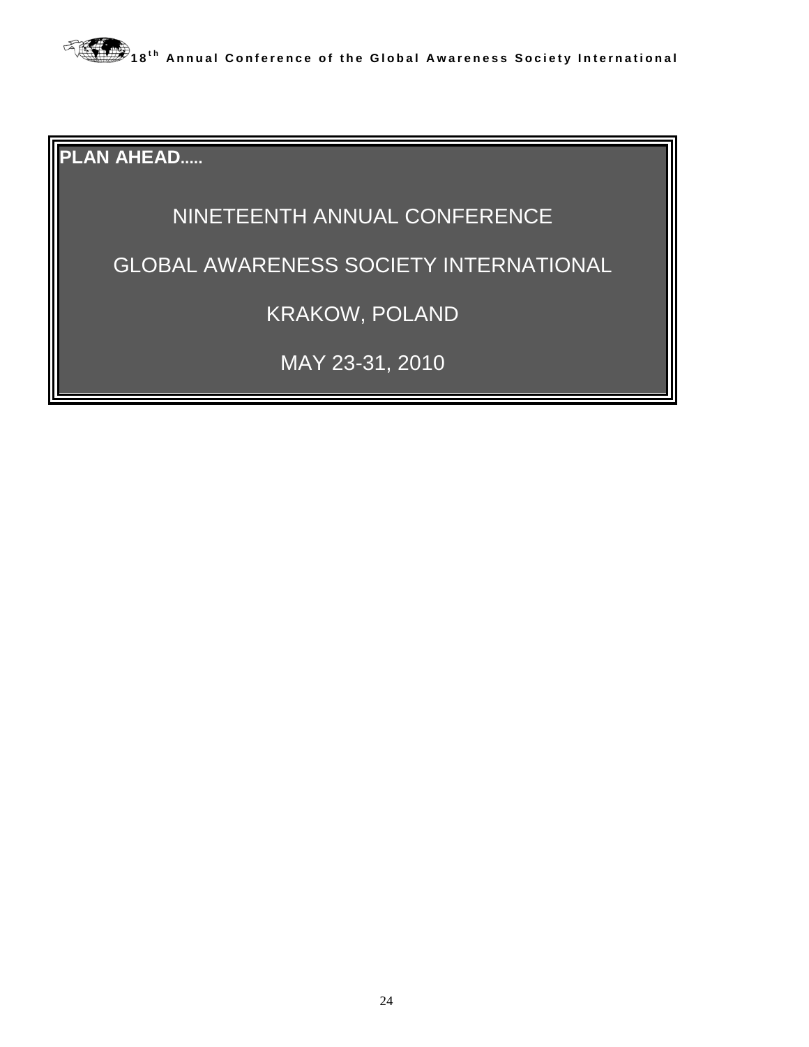**PLAN AHEAD.....**

NINETEENTH ANNUAL CONFERENCE

GLOBAL AWARENESS SOCIETY INTERNATIONAL

KRAKOW, POLAND

MAY 23-31, 2010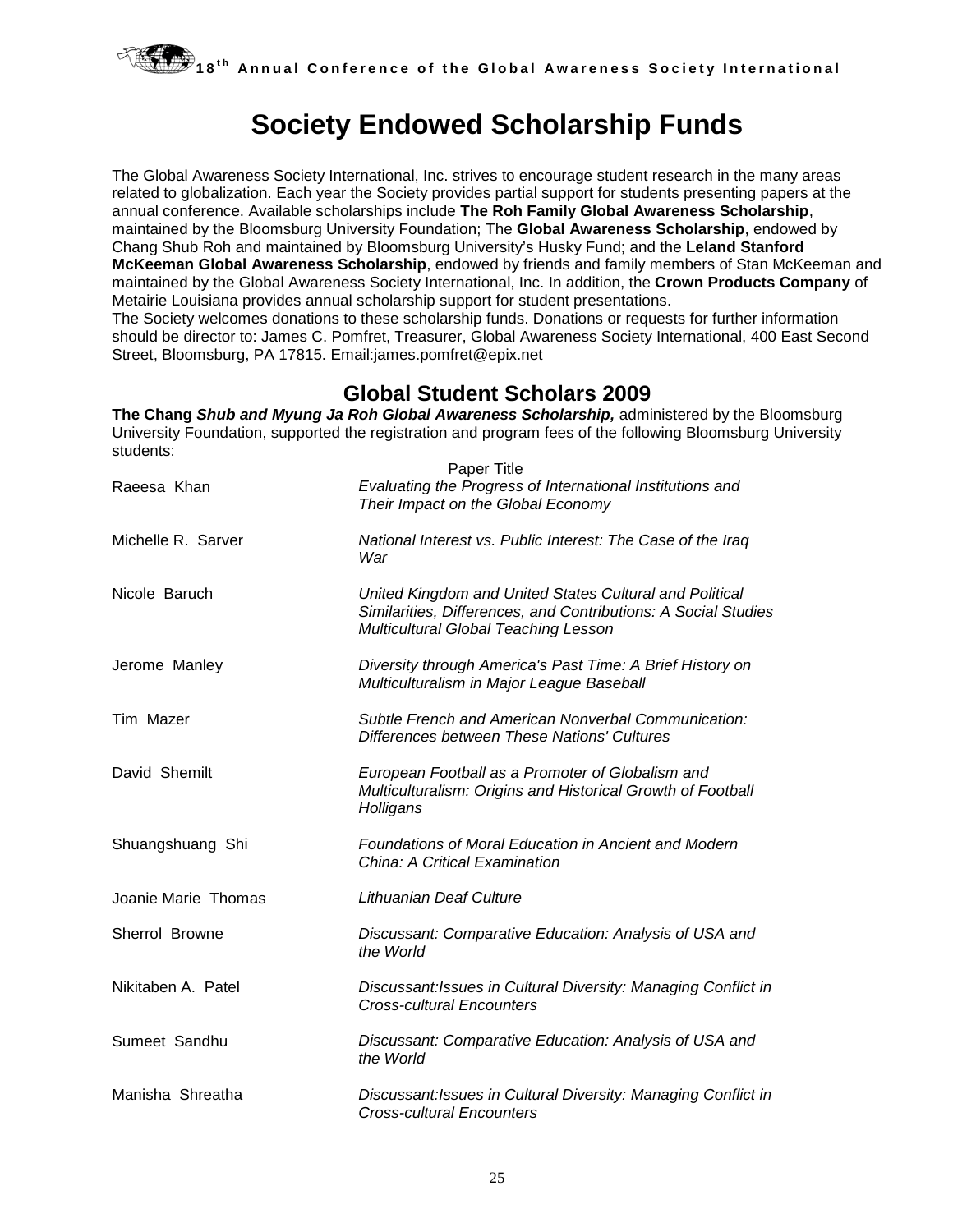# Society Endowed Scholarship Funds

The Global Awareness Society International, Inc. strives to encourage student research in the many areas related to globalization. Each year the Society provides partial support for students presenting papers at the annual conference. Available scholarships include **The Roh Family Global Awareness Scholarship**, maintained by the Bloomsburg University Foundation; The **Global Awareness Scholarship**, endowed by Chang Shub Roh and maintained by Bloomsburg University's Husky Fund; and the **Leland Stanford McKeeman Global Awareness Scholarship**, endowed by friends and family members of Stan McKeeman and maintained by the Global Awareness Society International, Inc. In addition, the **Crown Products Company** of Metairie Louisiana provides annual scholarship support for student presentations.

The Society welcomes donations to these scholarship funds. Donations or requests for further information should be director to: James C. Pomfret, Treasurer, Global Awareness Society International, 400 East Second Street, Bloomsburg, PA 17815. Email:james.pomfret@epix.net

## Global Student Scholars 2009

**The Chang *Shub and Myung Ja Roh Global Awareness Scholarship,*** administered by the Bloomsburg University Foundation, supported the registration and program fees of the following Bloomsburg University students:

| | Paper Title |
|---|---|
| Raeesa Khan | *Evaluating the Progress of International Institutions and Their Impact on the Global Economy* |
| Michelle R. Sarver | *National Interest vs. Public Interest: The Case of the Iraq War* |
| Nicole Baruch | *United Kingdom and United States Cultural and Political Similarities, Differences, and Contributions: A Social Studies Multicultural Global Teaching Lesson* |
| Jerome Manley | *Diversity through America's Past Time: A Brief History on Multiculturalism in Major League Baseball* |
| Tim Mazer | *Subtle French and American Nonverbal Communication: Differences between These Nations' Cultures* |
| David Shemilt | *European Football as a Promoter of Globalism and Multiculturalism: Origins and Historical Growth of Football Holligans* |
| Shuangshuang Shi | *Foundations of Moral Education in Ancient and Modern China: A Critical Examination* |
| Joanie Marie Thomas | *Lithuanian Deaf Culture* |
| Sherrol Browne | *Discussant: Comparative Education: Analysis of USA and the World* |
| Nikitaben A. Patel | *Discussant:Issues in Cultural Diversity: Managing Conflict in Cross-cultural Encounters* |
| Sumeet Sandhu | *Discussant: Comparative Education: Analysis of USA and the World* |
| Manisha Shreatha | *Discussant:Issues in Cultural Diversity: Managing Conflict in Cross-cultural Encounters* |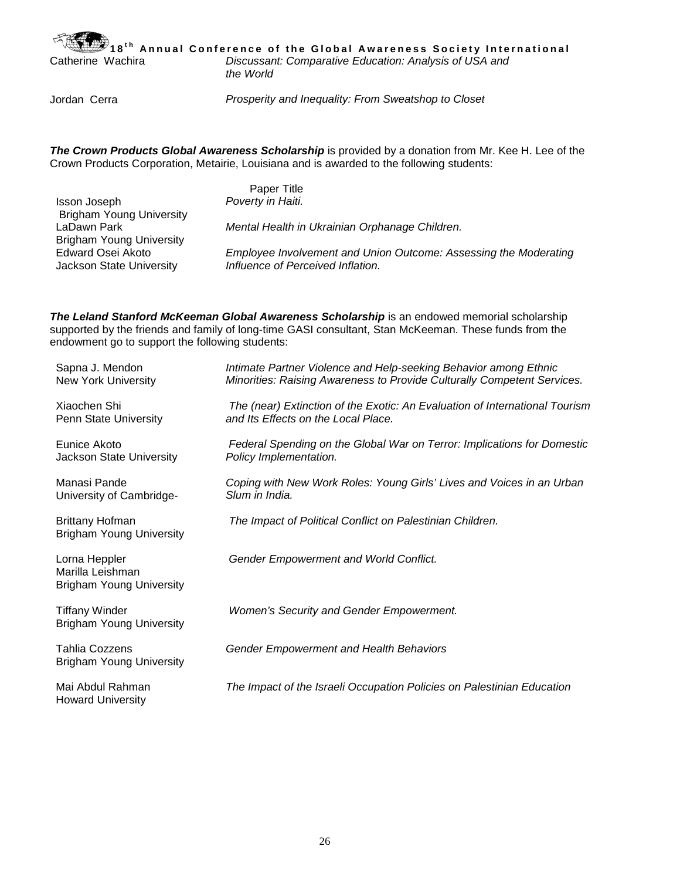Catherine Wachira — *Discussant: Comparative Education: Analysis of USA and the World*

Jordan Cerra — *Prosperity and Inequality: From Sweatshop to Closet*

***The Crown Products Global Awareness Scholarship*** is provided by a donation from Mr. Kee H. Lee of the Crown Products Corporation, Metairie, Louisiana and is awarded to the following students:

| | Paper Title |
|---|---|
| Isson Joseph<br>Brigham Young University | *Poverty in Haiti.* |
| LaDawn Park<br>Brigham Young University | *Mental Health in Ukrainian Orphanage Children.* |
| Edward Osei Akoto<br>Jackson State University | *Employee Involvement and Union Outcome: Assessing the Moderating Influence of Perceived Inflation.* |

***The Leland Stanford McKeeman Global Awareness Scholarship*** is an endowed memorial scholarship supported by the friends and family of long-time GASI consultant, Stan McKeeman. These funds from the endowment go to support the following students:

| | |
|---|---|
| Sapna J. Mendon<br>New York University | *Intimate Partner Violence and Help-seeking Behavior among Ethnic Minorities: Raising Awareness to Provide Culturally Competent Services.* |
| Xiaochen Shi<br>Penn State University | *The (near) Extinction of the Exotic: An Evaluation of International Tourism and Its Effects on the Local Place.* |
| Eunice Akoto<br>Jackson State University | *Federal Spending on the Global War on Terror: Implications for Domestic Policy Implementation.* |
| Manasi Pande<br>University of Cambridge- | *Coping with New Work Roles: Young Girls' Lives and Voices in an Urban Slum in India.* |
| Brittany Hofman<br>Brigham Young University | *The Impact of Political Conflict on Palestinian Children.* |
| Lorna Heppler<br>Marilla Leishman<br>Brigham Young University | *Gender Empowerment and World Conflict.* |
| Tiffany Winder<br>Brigham Young University | *Women's Security and Gender Empowerment.* |
| Tahlia Cozzens<br>Brigham Young University | *Gender Empowerment and Health Behaviors* |
| Mai Abdul Rahman<br>Howard University | *The Impact of the Israeli Occupation Policies on Palestinian Education* |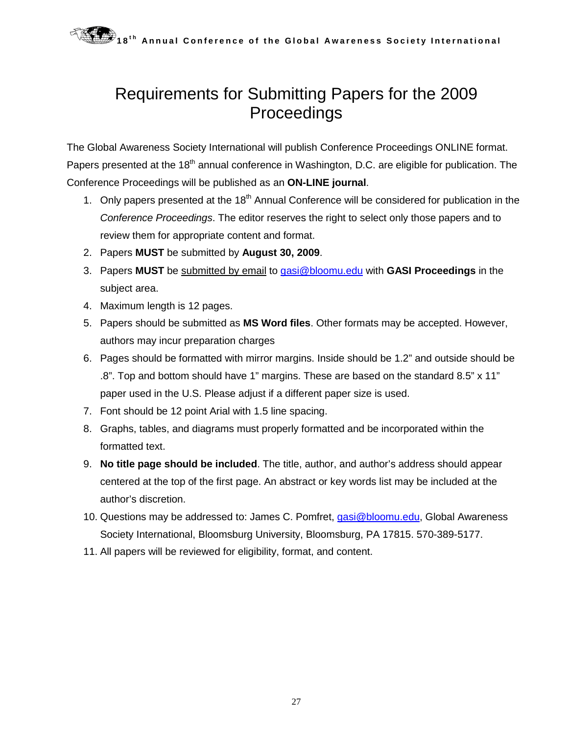# Requirements for Submitting Papers for the 2009 Proceedings

The Global Awareness Society International will publish Conference Proceedings ONLINE format. Papers presented at the 18th annual conference in Washington, D.C. are eligible for publication. The Conference Proceedings will be published as an **ON-LINE journal**.

1. Only papers presented at the 18th Annual Conference will be considered for publication in the *Conference Proceedings*. The editor reserves the right to select only those papers and to review them for appropriate content and format.
2. Papers **MUST** be submitted by **August 30, 2009**.
3. Papers **MUST** be submitted by email to gasi@bloomu.edu with **GASI Proceedings** in the subject area.
4. Maximum length is 12 pages.
5. Papers should be submitted as **MS Word files**. Other formats may be accepted. However, authors may incur preparation charges
6. Pages should be formatted with mirror margins. Inside should be 1.2" and outside should be .8". Top and bottom should have 1" margins. These are based on the standard 8.5" x 11" paper used in the U.S. Please adjust if a different paper size is used.
7. Font should be 12 point Arial with 1.5 line spacing.
8. Graphs, tables, and diagrams must properly formatted and be incorporated within the formatted text.
9. **No title page should be included**. The title, author, and author's address should appear centered at the top of the first page. An abstract or key words list may be included at the author's discretion.
10. Questions may be addressed to: James C. Pomfret, gasi@bloomu.edu, Global Awareness Society International, Bloomsburg University, Bloomsburg, PA 17815. 570-389-5177.
11. All papers will be reviewed for eligibility, format, and content.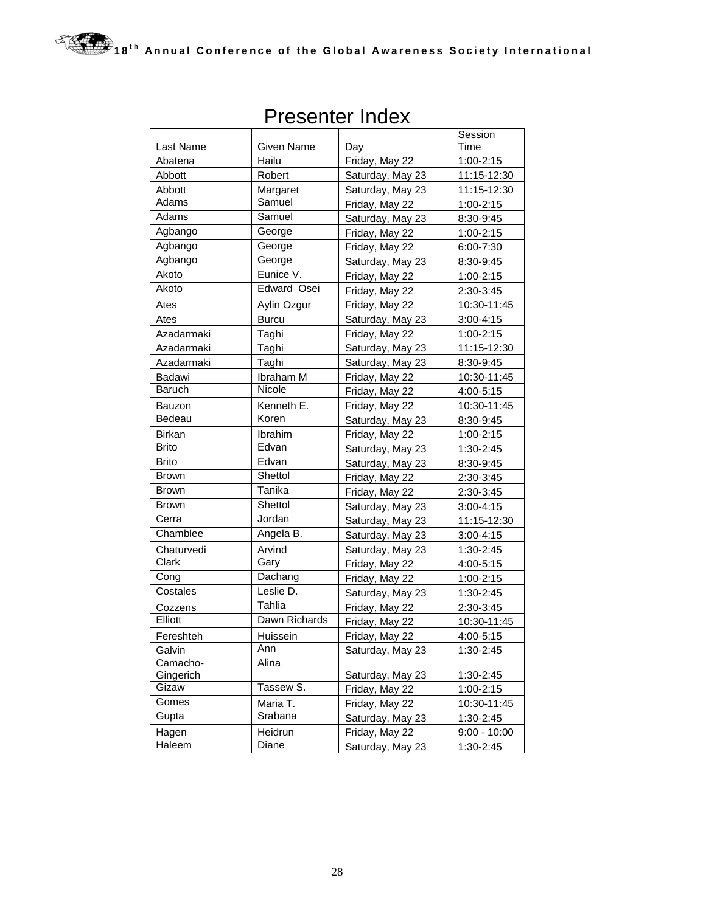# Presenter Index

| Last Name | Given Name | Day | Session Time |
|---|---|---|---|
| Abatena | Hailu | Friday, May 22 | 1:00-2:15 |
| Abbott | Robert | Saturday, May 23 | 11:15-12:30 |
| Abbott | Margaret | Saturday, May 23 | 11:15-12:30 |
| Adams | Samuel | Friday, May 22 | 1:00-2:15 |
| Adams | Samuel | Saturday, May 23 | 8:30-9:45 |
| Agbango | George | Friday, May 22 | 1:00-2:15 |
| Agbango | George | Friday, May 22 | 6:00-7:30 |
| Agbango | George | Saturday, May 23 | 8:30-9:45 |
| Akoto | Eunice V. | Friday, May 22 | 1:00-2:15 |
| Akoto | Edward Osei | Friday, May 22 | 2:30-3:45 |
| Ates | Aylin Ozgur | Friday, May 22 | 10:30-11:45 |
| Ates | Burcu | Saturday, May 23 | 3:00-4:15 |
| Azadarmaki | Taghi | Friday, May 22 | 1:00-2:15 |
| Azadarmaki | Taghi | Saturday, May 23 | 11:15-12:30 |
| Azadarmaki | Taghi | Saturday, May 23 | 8:30-9:45 |
| Badawi | Ibraham M | Friday, May 22 | 10:30-11:45 |
| Baruch | Nicole | Friday, May 22 | 4:00-5:15 |
| Bauzon | Kenneth E. | Friday, May 22 | 10:30-11:45 |
| Bedeau | Koren | Saturday, May 23 | 8:30-9:45 |
| Birkan | Ibrahim | Friday, May 22 | 1:00-2:15 |
| Brito | Edvan | Saturday, May 23 | 1:30-2:45 |
| Brito | Edvan | Saturday, May 23 | 8:30-9:45 |
| Brown | Shettol | Friday, May 22 | 2:30-3:45 |
| Brown | Tanika | Friday, May 22 | 2:30-3:45 |
| Brown | Shettol | Saturday, May 23 | 3:00-4:15 |
| Cerra | Jordan | Saturday, May 23 | 11:15-12:30 |
| Chamblee | Angela B. | Saturday, May 23 | 3:00-4:15 |
| Chaturvedi | Arvind | Saturday, May 23 | 1:30-2:45 |
| Clark | Gary | Friday, May 22 | 4:00-5:15 |
| Cong | Dachang | Friday, May 22 | 1:00-2:15 |
| Costales | Leslie D. | Saturday, May 23 | 1:30-2:45 |
| Cozzens | Tahlia | Friday, May 22 | 2:30-3:45 |
| Elliott | Dawn Richards | Friday, May 22 | 10:30-11:45 |
| Fereshteh | Huissein | Friday, May 22 | 4:00-5:15 |
| Galvin | Ann | Saturday, May 23 | 1:30-2:45 |
| Camacho-Gingerich | Alina | Saturday, May 23 | 1:30-2:45 |
| Gizaw | Tassew S. | Friday, May 22 | 1:00-2:15 |
| Gomes | Maria T. | Friday, May 22 | 10:30-11:45 |
| Gupta | Srabana | Saturday, May 23 | 1:30-2:45 |
| Hagen | Heidrun | Friday, May 22 | 9:00 - 10:00 |
| Haleem | Diane | Saturday, May 23 | 1:30-2:45 |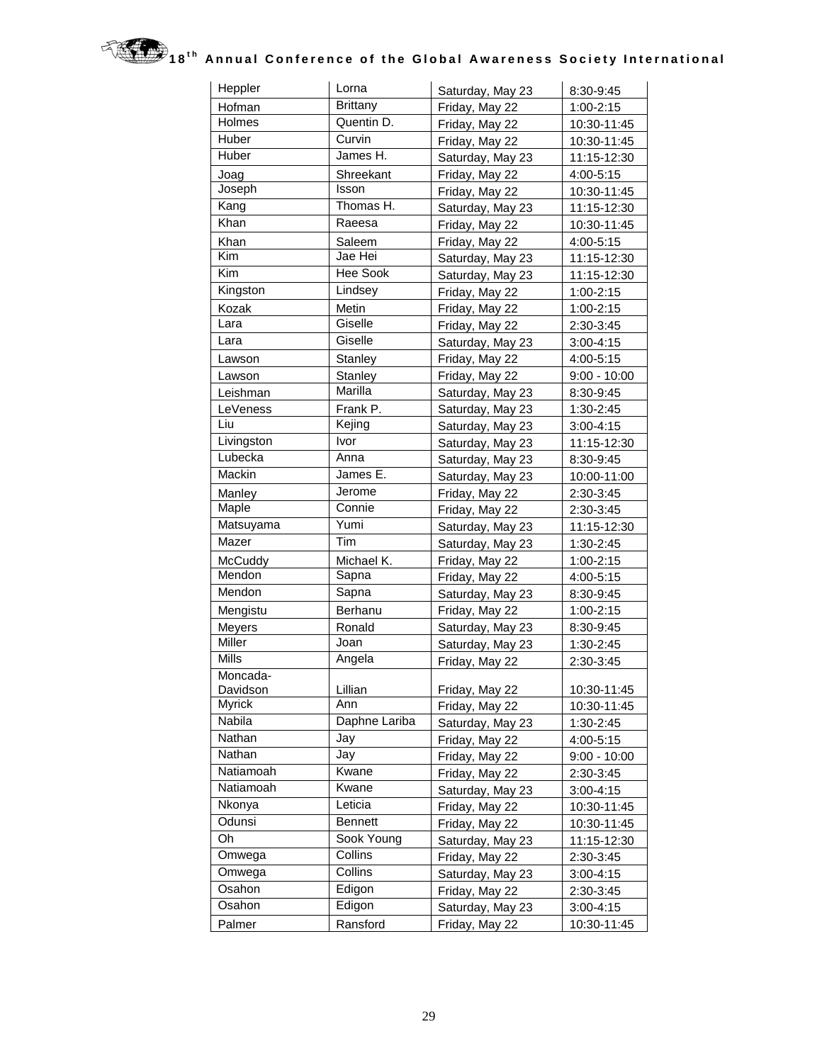| Heppler | Lorna | Saturday, May 23 | 8:30-9:45 |
|---|---|---|---|
| Hofman | Brittany | Friday, May 22 | 1:00-2:15 |
| Holmes | Quentin D. | Friday, May 22 | 10:30-11:45 |
| Huber | Curvin | Friday, May 22 | 10:30-11:45 |
| Huber | James H. | Saturday, May 23 | 11:15-12:30 |
| Joag | Shreekant | Friday, May 22 | 4:00-5:15 |
| Joseph | Isson | Friday, May 22 | 10:30-11:45 |
| Kang | Thomas H. | Saturday, May 23 | 11:15-12:30 |
| Khan | Raeesa | Friday, May 22 | 10:30-11:45 |
| Khan | Saleem | Friday, May 22 | 4:00-5:15 |
| Kim | Jae Hei | Saturday, May 23 | 11:15-12:30 |
| Kim | Hee Sook | Saturday, May 23 | 11:15-12:30 |
| Kingston | Lindsey | Friday, May 22 | 1:00-2:15 |
| Kozak | Metin | Friday, May 22 | 1:00-2:15 |
| Lara | Giselle | Friday, May 22 | 2:30-3:45 |
| Lara | Giselle | Saturday, May 23 | 3:00-4:15 |
| Lawson | Stanley | Friday, May 22 | 4:00-5:15 |
| Lawson | Stanley | Friday, May 22 | 9:00 - 10:00 |
| Leishman | Marilla | Saturday, May 23 | 8:30-9:45 |
| LeVeness | Frank P. | Saturday, May 23 | 1:30-2:45 |
| Liu | Kejing | Saturday, May 23 | 3:00-4:15 |
| Livingston | Ivor | Saturday, May 23 | 11:15-12:30 |
| Lubecka | Anna | Saturday, May 23 | 8:30-9:45 |
| Mackin | James E. | Saturday, May 23 | 10:00-11:00 |
| Manley | Jerome | Friday, May 22 | 2:30-3:45 |
| Maple | Connie | Friday, May 22 | 2:30-3:45 |
| Matsuyama | Yumi | Saturday, May 23 | 11:15-12:30 |
| Mazer | Tim | Saturday, May 23 | 1:30-2:45 |
| McCuddy | Michael K. | Friday, May 22 | 1:00-2:15 |
| Mendon | Sapna | Friday, May 22 | 4:00-5:15 |
| Mendon | Sapna | Saturday, May 23 | 8:30-9:45 |
| Mengistu | Berhanu | Friday, May 22 | 1:00-2:15 |
| Meyers | Ronald | Saturday, May 23 | 8:30-9:45 |
| Miller | Joan | Saturday, May 23 | 1:30-2:45 |
| Mills | Angela | Friday, May 22 | 2:30-3:45 |
| Moncada-Davidson | Lillian | Friday, May 22 | 10:30-11:45 |
| Myrick | Ann | Friday, May 22 | 10:30-11:45 |
| Nabila | Daphne Lariba | Saturday, May 23 | 1:30-2:45 |
| Nathan | Jay | Friday, May 22 | 4:00-5:15 |
| Nathan | Jay | Friday, May 22 | 9:00 - 10:00 |
| Natiamoah | Kwane | Friday, May 22 | 2:30-3:45 |
| Natiamoah | Kwane | Saturday, May 23 | 3:00-4:15 |
| Nkonya | Leticia | Friday, May 22 | 10:30-11:45 |
| Odunsi | Bennett | Friday, May 22 | 10:30-11:45 |
| Oh | Sook Young | Saturday, May 23 | 11:15-12:30 |
| Omwega | Collins | Friday, May 22 | 2:30-3:45 |
| Omwega | Collins | Saturday, May 23 | 3:00-4:15 |
| Osahon | Edigon | Friday, May 22 | 2:30-3:45 |
| Osahon | Edigon | Saturday, May 23 | 3:00-4:15 |
| Palmer | Ransford | Friday, May 22 | 10:30-11:45 |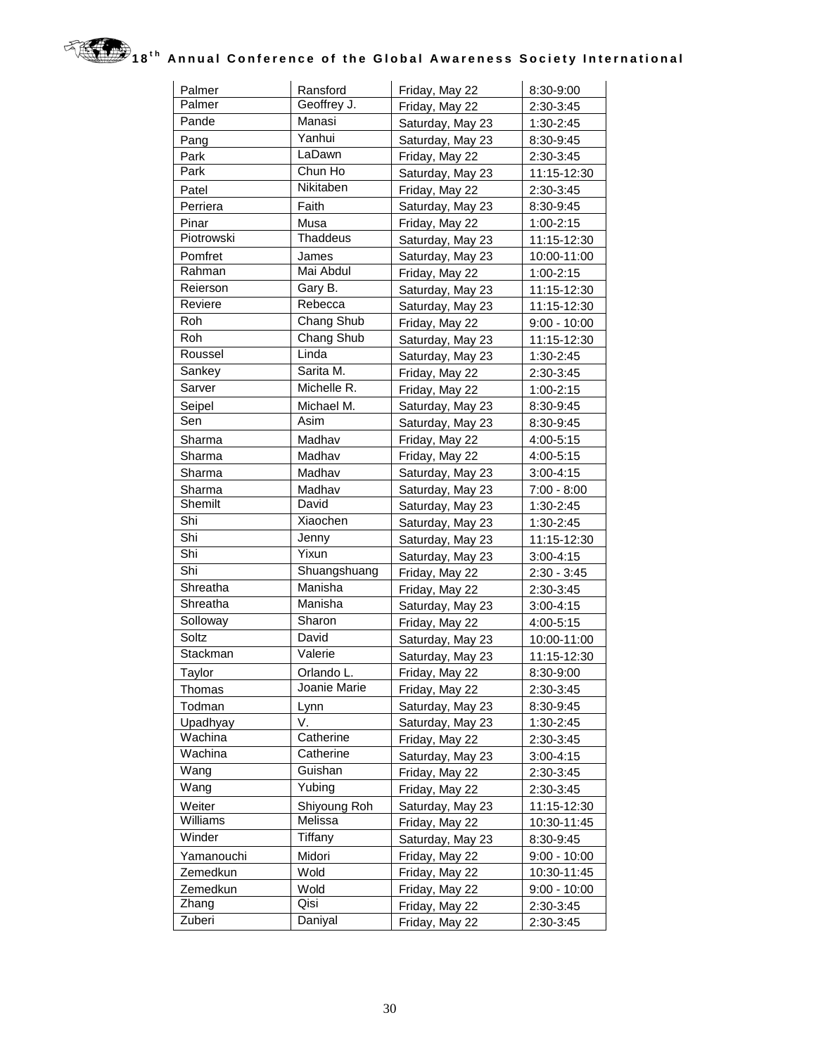| Palmer | Ransford | Friday, May 22 | 8:30-9:00 |
|---|---|---|---|
| Palmer | Geoffrey J. | Friday, May 22 | 2:30-3:45 |
| Pande | Manasi | Saturday, May 23 | 1:30-2:45 |
| Pang | Yanhui | Saturday, May 23 | 8:30-9:45 |
| Park | LaDawn | Friday, May 22 | 2:30-3:45 |
| Park | Chun Ho | Saturday, May 23 | 11:15-12:30 |
| Patel | Nikitaben | Friday, May 22 | 2:30-3:45 |
| Perriera | Faith | Saturday, May 23 | 8:30-9:45 |
| Pinar | Musa | Friday, May 22 | 1:00-2:15 |
| Piotrowski | Thaddeus | Saturday, May 23 | 11:15-12:30 |
| Pomfret | James | Saturday, May 23 | 10:00-11:00 |
| Rahman | Mai Abdul | Friday, May 22 | 1:00-2:15 |
| Reierson | Gary B. | Saturday, May 23 | 11:15-12:30 |
| Reviere | Rebecca | Saturday, May 23 | 11:15-12:30 |
| Roh | Chang Shub | Friday, May 22 | 9:00 - 10:00 |
| Roh | Chang Shub | Saturday, May 23 | 11:15-12:30 |
| Roussel | Linda | Saturday, May 23 | 1:30-2:45 |
| Sankey | Sarita M. | Friday, May 22 | 2:30-3:45 |
| Sarver | Michelle R. | Friday, May 22 | 1:00-2:15 |
| Seipel | Michael M. | Saturday, May 23 | 8:30-9:45 |
| Sen | Asim | Saturday, May 23 | 8:30-9:45 |
| Sharma | Madhav | Friday, May 22 | 4:00-5:15 |
| Sharma | Madhav | Friday, May 22 | 4:00-5:15 |
| Sharma | Madhav | Saturday, May 23 | 3:00-4:15 |
| Sharma | Madhav | Saturday, May 23 | 7:00 - 8:00 |
| Shemilt | David | Saturday, May 23 | 1:30-2:45 |
| Shi | Xiaochen | Saturday, May 23 | 1:30-2:45 |
| Shi | Jenny | Saturday, May 23 | 11:15-12:30 |
| Shi | Yixun | Saturday, May 23 | 3:00-4:15 |
| Shi | Shuangshuang | Friday, May 22 | 2:30 - 3:45 |
| Shreatha | Manisha | Friday, May 22 | 2:30-3:45 |
| Shreatha | Manisha | Saturday, May 23 | 3:00-4:15 |
| Solloway | Sharon | Friday, May 22 | 4:00-5:15 |
| Soltz | David | Saturday, May 23 | 10:00-11:00 |
| Stackman | Valerie | Saturday, May 23 | 11:15-12:30 |
| Taylor | Orlando L. | Friday, May 22 | 8:30-9:00 |
| Thomas | Joanie Marie | Friday, May 22 | 2:30-3:45 |
| Todman | Lynn | Saturday, May 23 | 8:30-9:45 |
| Upadhyay | V. | Saturday, May 23 | 1:30-2:45 |
| Wachina | Catherine | Friday, May 22 | 2:30-3:45 |
| Wachina | Catherine | Saturday, May 23 | 3:00-4:15 |
| Wang | Guishan | Friday, May 22 | 2:30-3:45 |
| Wang | Yubing | Friday, May 22 | 2:30-3:45 |
| Weiter | Shiyoung Roh | Saturday, May 23 | 11:15-12:30 |
| Williams | Melissa | Friday, May 22 | 10:30-11:45 |
| Winder | Tiffany | Saturday, May 23 | 8:30-9:45 |
| Yamanouchi | Midori | Friday, May 22 | 9:00 - 10:00 |
| Zemedkun | Wold | Friday, May 22 | 10:30-11:45 |
| Zemedkun | Wold | Friday, May 22 | 9:00 - 10:00 |
| Zhang | Qisi | Friday, May 22 | 2:30-3:45 |
| Zuberi | Daniyal | Friday, May 22 | 2:30-3:45 |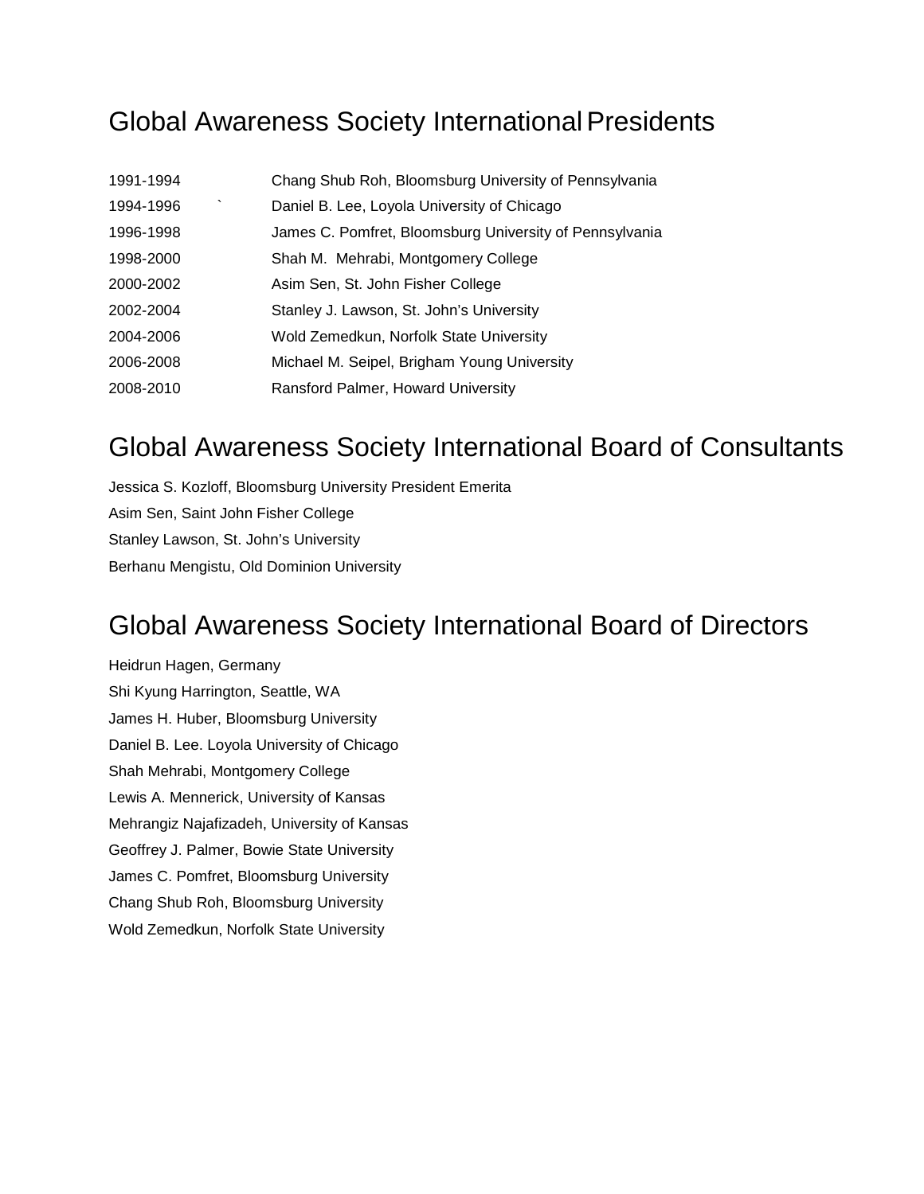# Global Awareness Society International Presidents

| | |
|---|---|
| 1991-1994 | Chang Shub Roh, Bloomsburg University of Pennsylvania |
| 1994-1996 | Daniel B. Lee, Loyola University of Chicago |
| 1996-1998 | James C. Pomfret, Bloomsburg University of Pennsylvania |
| 1998-2000 | Shah M. Mehrabi, Montgomery College |
| 2000-2002 | Asim Sen, St. John Fisher College |
| 2002-2004 | Stanley J. Lawson, St. John's University |
| 2004-2006 | Wold Zemedkun, Norfolk State University |
| 2006-2008 | Michael M. Seipel, Brigham Young University |
| 2008-2010 | Ransford Palmer, Howard University |

# Global Awareness Society International Board of Consultants

Jessica S. Kozloff, Bloomsburg University President Emerita  
Asim Sen, Saint John Fisher College  
Stanley Lawson, St. John's University  
Berhanu Mengistu, Old Dominion University

# Global Awareness Society International Board of Directors

Heidrun Hagen, Germany  
Shi Kyung Harrington, Seattle, WA  
James H. Huber, Bloomsburg University  
Daniel B. Lee. Loyola University of Chicago  
Shah Mehrabi, Montgomery College  
Lewis A. Mennerick, University of Kansas  
Mehrangiz Najafizadeh, University of Kansas  
Geoffrey J. Palmer, Bowie State University  
James C. Pomfret, Bloomsburg University  
Chang Shub Roh, Bloomsburg University  
Wold Zemedkun, Norfolk State University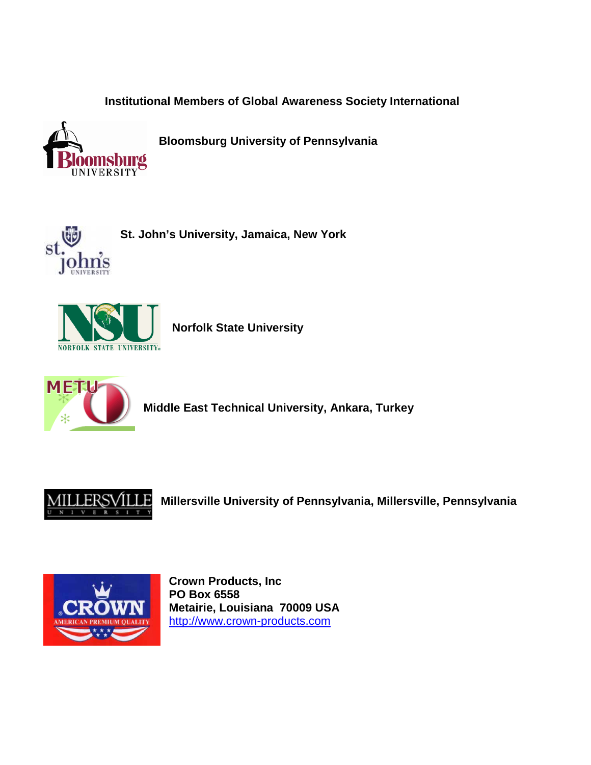**Institutional Members of Global Awareness Society International**

**Bloomsburg University of Pennsylvania**

**St. John's University, Jamaica, New York**

**Norfolk State University**

**Middle East Technical University, Ankara, Turkey**

**Millersville University of Pennsylvania, Millersville, Pennsylvania**

**Crown Products, Inc**
**PO Box 6558**
**Metairie, Louisiana 70009 USA**
http://www.crown-products.com